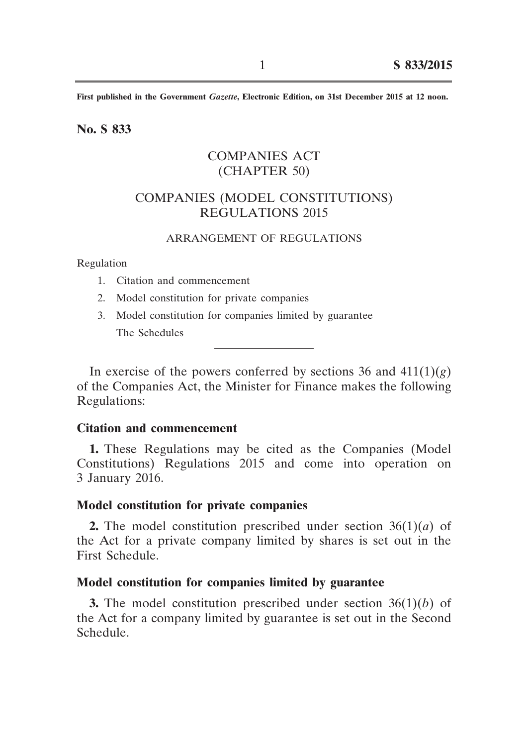First published in the Government *Gazette*, Electronic Edition, on 31st December 2015 at 12 noon.

**No. S 833**

# COMPANIES ACT (CHAPTER 50)

# COMPANIES (MODEL CONSTITUTIONS) REGULATIONS 2015

## ARRANGEMENT OF REGULATIONS

Regulation

1. Citation and commencement
2. Model constitution for private companies
3. Model constitution for companies limited by guarantee

The Schedules

---

In exercise of the powers conferred by sections 36 and 411(1)(*g*) of the Companies Act, the Minister for Finance makes the following Regulations:

### Citation and commencement

**1.** These Regulations may be cited as the Companies (Model Constitutions) Regulations 2015 and come into operation on 3 January 2016.

### Model constitution for private companies

**2.** The model constitution prescribed under section 36(1)(*a*) of the Act for a private company limited by shares is set out in the First Schedule.

### Model constitution for companies limited by guarantee

**3.** The model constitution prescribed under section 36(1)(*b*) of the Act for a company limited by guarantee is set out in the Second Schedule.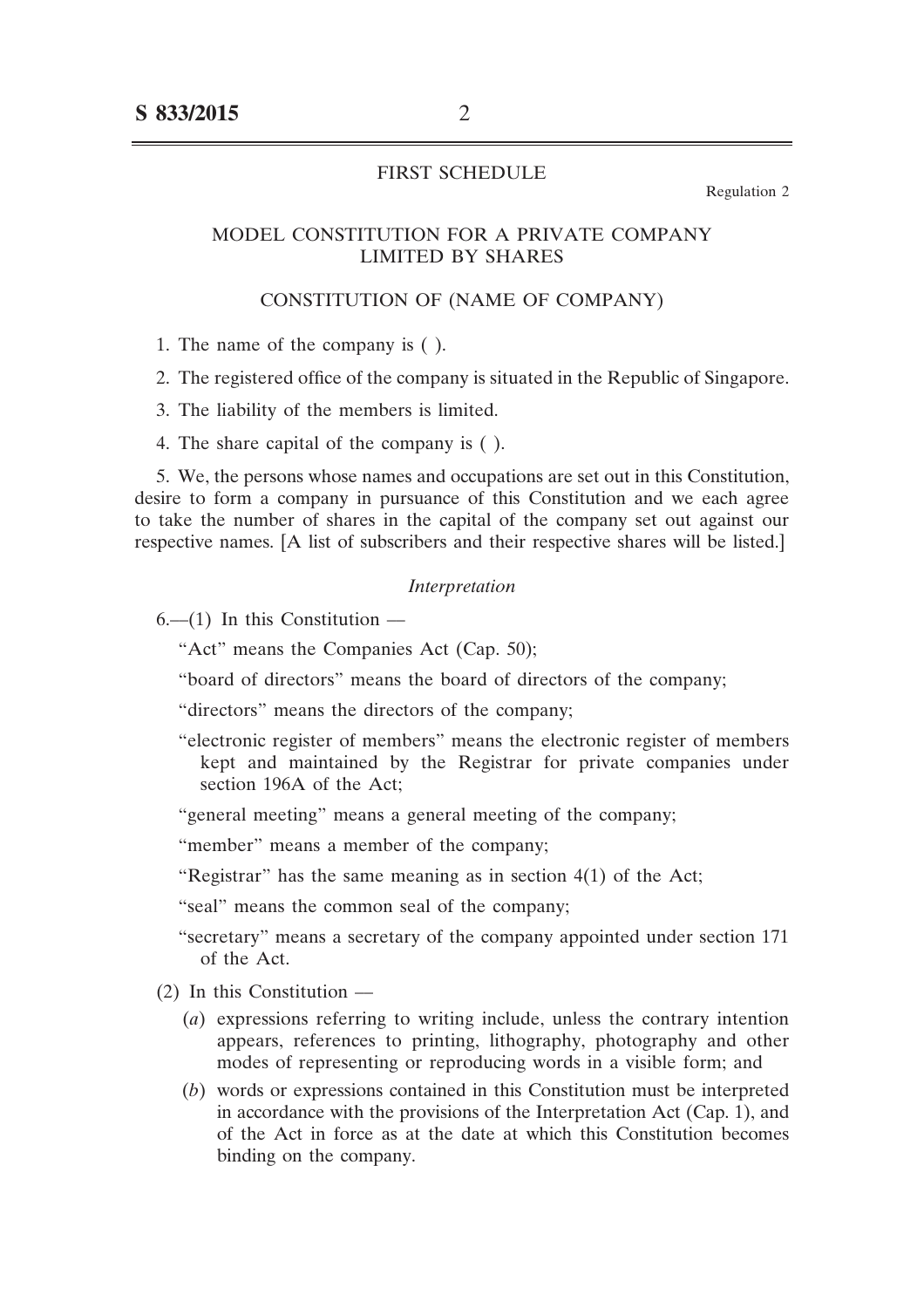## FIRST SCHEDULE

Regulation 2

## MODEL CONSTITUTION FOR A PRIVATE COMPANY LIMITED BY SHARES

### CONSTITUTION OF (NAME OF COMPANY)

1. The name of the company is ( ).

2. The registered office of the company is situated in the Republic of Singapore.

3. The liability of the members is limited.

4. The share capital of the company is ( ).

5. We, the persons whose names and occupations are set out in this Constitution, desire to form a company in pursuance of this Constitution and we each agree to take the number of shares in the capital of the company set out against our respective names. [A list of subscribers and their respective shares will be listed.]

*Interpretation*

6.—(1) In this Constitution —

"Act" means the Companies Act (Cap. 50);

"board of directors" means the board of directors of the company;

"directors" means the directors of the company;

"electronic register of members" means the electronic register of members kept and maintained by the Registrar for private companies under section 196A of the Act;

"general meeting" means a general meeting of the company;

"member" means a member of the company;

"Registrar" has the same meaning as in section 4(1) of the Act;

"seal" means the common seal of the company;

"secretary" means a secretary of the company appointed under section 171 of the Act.

(2) In this Constitution —

(*a*) expressions referring to writing include, unless the contrary intention appears, references to printing, lithography, photography and other modes of representing or reproducing words in a visible form; and

(*b*) words or expressions contained in this Constitution must be interpreted in accordance with the provisions of the Interpretation Act (Cap. 1), and of the Act in force as at the date at which this Constitution becomes binding on the company.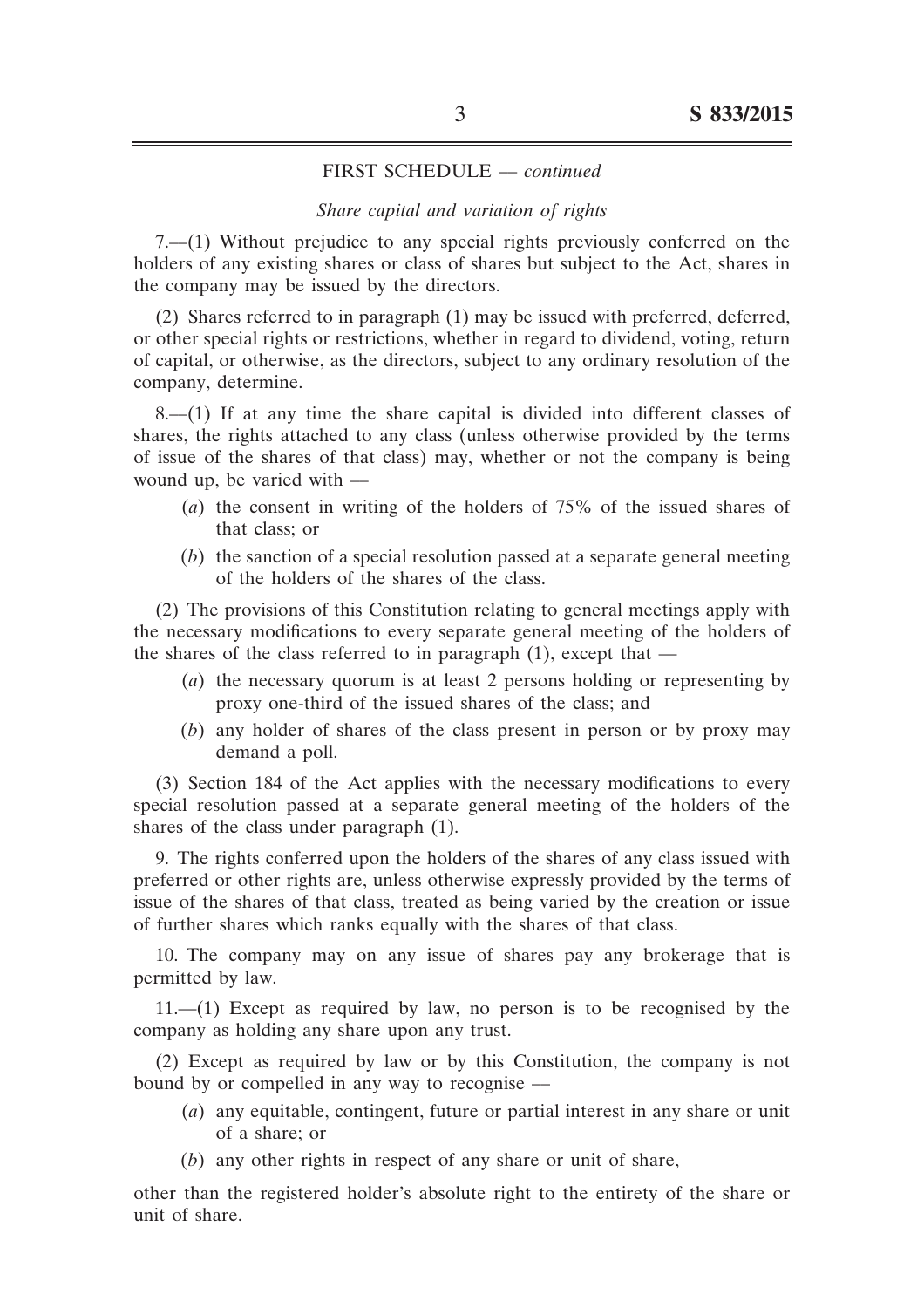FIRST SCHEDULE — *continued*

*Share capital and variation of rights*

7.—(1) Without prejudice to any special rights previously conferred on the holders of any existing shares or class of shares but subject to the Act, shares in the company may be issued by the directors.

(2) Shares referred to in paragraph (1) may be issued with preferred, deferred, or other special rights or restrictions, whether in regard to dividend, voting, return of capital, or otherwise, as the directors, subject to any ordinary resolution of the company, determine.

8.—(1) If at any time the share capital is divided into different classes of shares, the rights attached to any class (unless otherwise provided by the terms of issue of the shares of that class) may, whether or not the company is being wound up, be varied with —

- (*a*) the consent in writing of the holders of 75% of the issued shares of that class; or
- (*b*) the sanction of a special resolution passed at a separate general meeting of the holders of the shares of the class.

(2) The provisions of this Constitution relating to general meetings apply with the necessary modifications to every separate general meeting of the holders of the shares of the class referred to in paragraph (1), except that —

- (*a*) the necessary quorum is at least 2 persons holding or representing by proxy one-third of the issued shares of the class; and
- (*b*) any holder of shares of the class present in person or by proxy may demand a poll.

(3) Section 184 of the Act applies with the necessary modifications to every special resolution passed at a separate general meeting of the holders of the shares of the class under paragraph (1).

9. The rights conferred upon the holders of the shares of any class issued with preferred or other rights are, unless otherwise expressly provided by the terms of issue of the shares of that class, treated as being varied by the creation or issue of further shares which ranks equally with the shares of that class.

10. The company may on any issue of shares pay any brokerage that is permitted by law.

11.—(1) Except as required by law, no person is to be recognised by the company as holding any share upon any trust.

(2) Except as required by law or by this Constitution, the company is not bound by or compelled in any way to recognise —

- (*a*) any equitable, contingent, future or partial interest in any share or unit of a share; or
- (*b*) any other rights in respect of any share or unit of share,

other than the registered holder's absolute right to the entirety of the share or unit of share.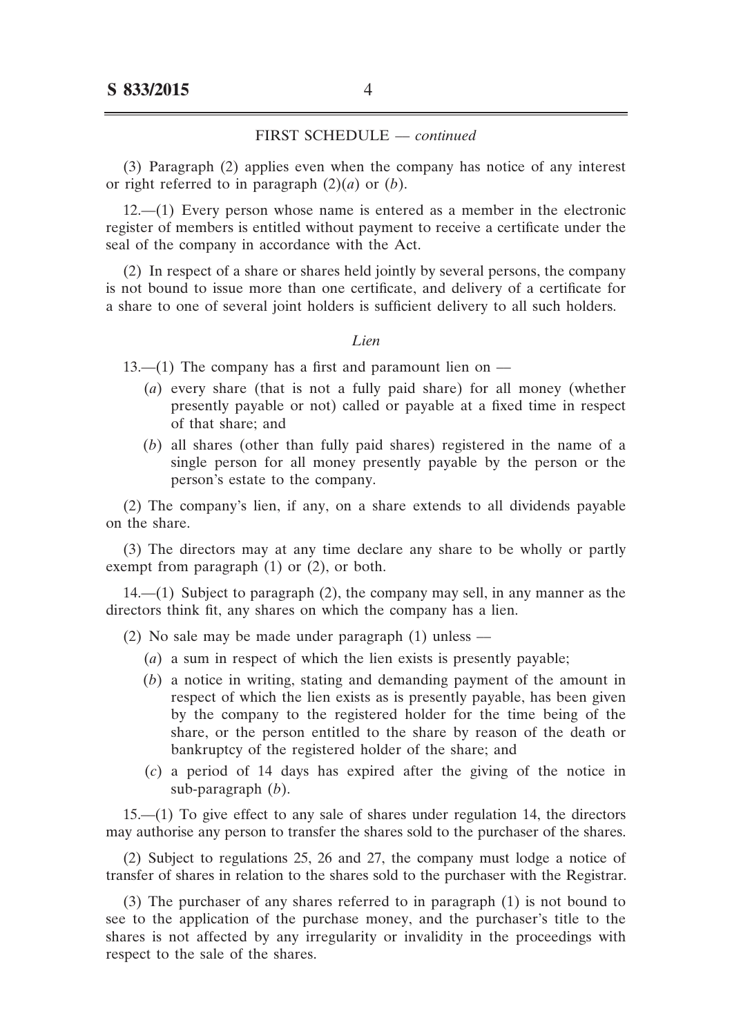FIRST SCHEDULE — *continued*

(3) Paragraph (2) applies even when the company has notice of any interest or right referred to in paragraph (2)(*a*) or (*b*).

12.—(1) Every person whose name is entered as a member in the electronic register of members is entitled without payment to receive a certificate under the seal of the company in accordance with the Act.

(2) In respect of a share or shares held jointly by several persons, the company is not bound to issue more than one certificate, and delivery of a certificate for a share to one of several joint holders is sufficient delivery to all such holders.

*Lien*

13.—(1) The company has a first and paramount lien on —

(*a*) every share (that is not a fully paid share) for all money (whether presently payable or not) called or payable at a fixed time in respect of that share; and

(*b*) all shares (other than fully paid shares) registered in the name of a single person for all money presently payable by the person or the person's estate to the company.

(2) The company's lien, if any, on a share extends to all dividends payable on the share.

(3) The directors may at any time declare any share to be wholly or partly exempt from paragraph (1) or (2), or both.

14.—(1) Subject to paragraph (2), the company may sell, in any manner as the directors think fit, any shares on which the company has a lien.

(2) No sale may be made under paragraph (1) unless —

(*a*) a sum in respect of which the lien exists is presently payable;

(*b*) a notice in writing, stating and demanding payment of the amount in respect of which the lien exists as is presently payable, has been given by the company to the registered holder for the time being of the share, or the person entitled to the share by reason of the death or bankruptcy of the registered holder of the share; and

(*c*) a period of 14 days has expired after the giving of the notice in sub-paragraph (*b*).

15.—(1) To give effect to any sale of shares under regulation 14, the directors may authorise any person to transfer the shares sold to the purchaser of the shares.

(2) Subject to regulations 25, 26 and 27, the company must lodge a notice of transfer of shares in relation to the shares sold to the purchaser with the Registrar.

(3) The purchaser of any shares referred to in paragraph (1) is not bound to see to the application of the purchase money, and the purchaser's title to the shares is not affected by any irregularity or invalidity in the proceedings with respect to the sale of the shares.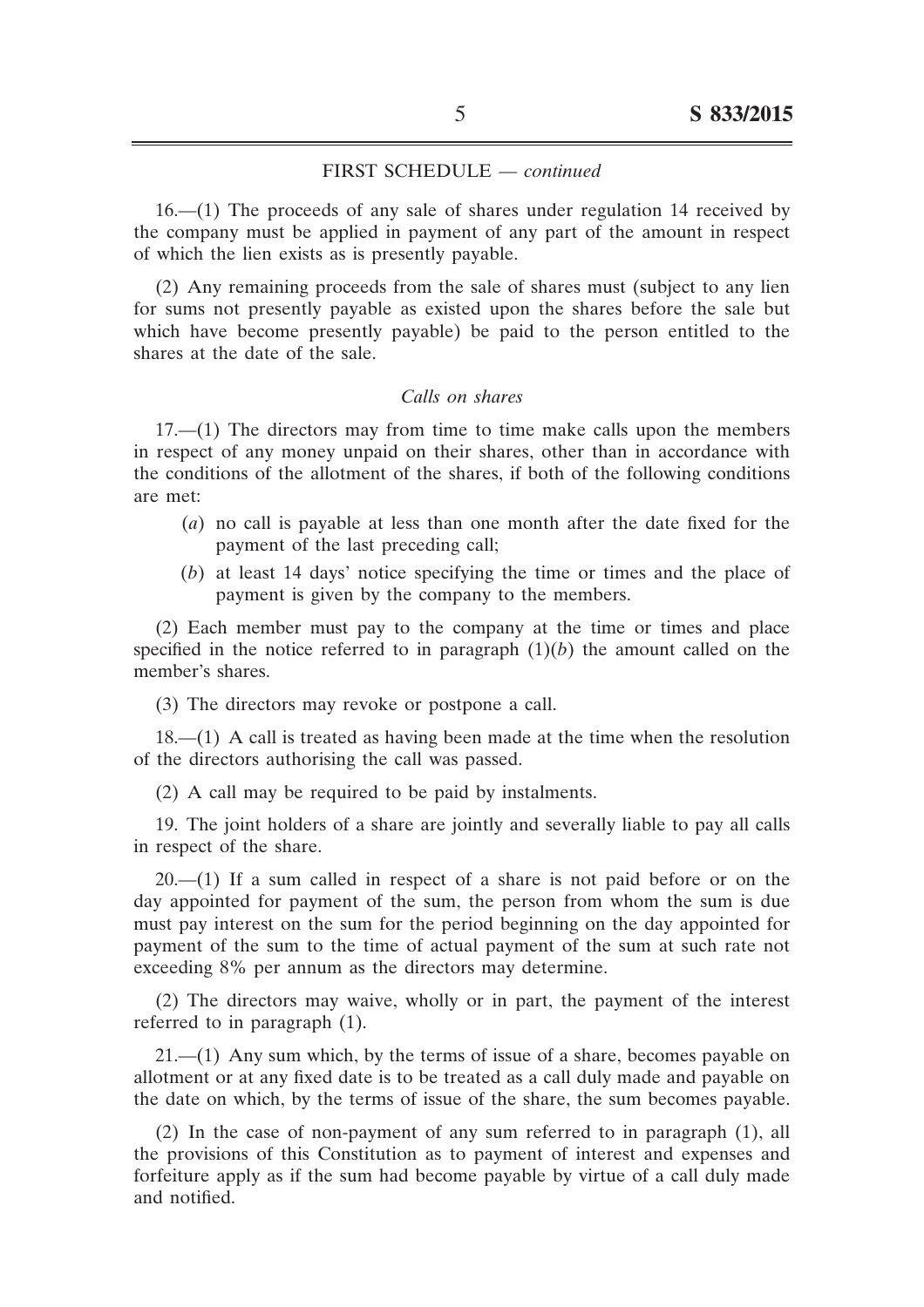FIRST SCHEDULE — *continued*

16.—(1) The proceeds of any sale of shares under regulation 14 received by the company must be applied in payment of any part of the amount in respect of which the lien exists as is presently payable.

(2) Any remaining proceeds from the sale of shares must (subject to any lien for sums not presently payable as existed upon the shares before the sale but which have become presently payable) be paid to the person entitled to the shares at the date of the sale.

*Calls on shares*

17.—(1) The directors may from time to time make calls upon the members in respect of any money unpaid on their shares, other than in accordance with the conditions of the allotment of the shares, if both of the following conditions are met:

(*a*) no call is payable at less than one month after the date fixed for the payment of the last preceding call;

(*b*) at least 14 days' notice specifying the time or times and the place of payment is given by the company to the members.

(2) Each member must pay to the company at the time or times and place specified in the notice referred to in paragraph (1)(*b*) the amount called on the member's shares.

(3) The directors may revoke or postpone a call.

18.—(1) A call is treated as having been made at the time when the resolution of the directors authorising the call was passed.

(2) A call may be required to be paid by instalments.

19. The joint holders of a share are jointly and severally liable to pay all calls in respect of the share.

20.—(1) If a sum called in respect of a share is not paid before or on the day appointed for payment of the sum, the person from whom the sum is due must pay interest on the sum for the period beginning on the day appointed for payment of the sum to the time of actual payment of the sum at such rate not exceeding 8% per annum as the directors may determine.

(2) The directors may waive, wholly or in part, the payment of the interest referred to in paragraph (1).

21.—(1) Any sum which, by the terms of issue of a share, becomes payable on allotment or at any fixed date is to be treated as a call duly made and payable on the date on which, by the terms of issue of the share, the sum becomes payable.

(2) In the case of non-payment of any sum referred to in paragraph (1), all the provisions of this Constitution as to payment of interest and expenses and forfeiture apply as if the sum had become payable by virtue of a call duly made and notified.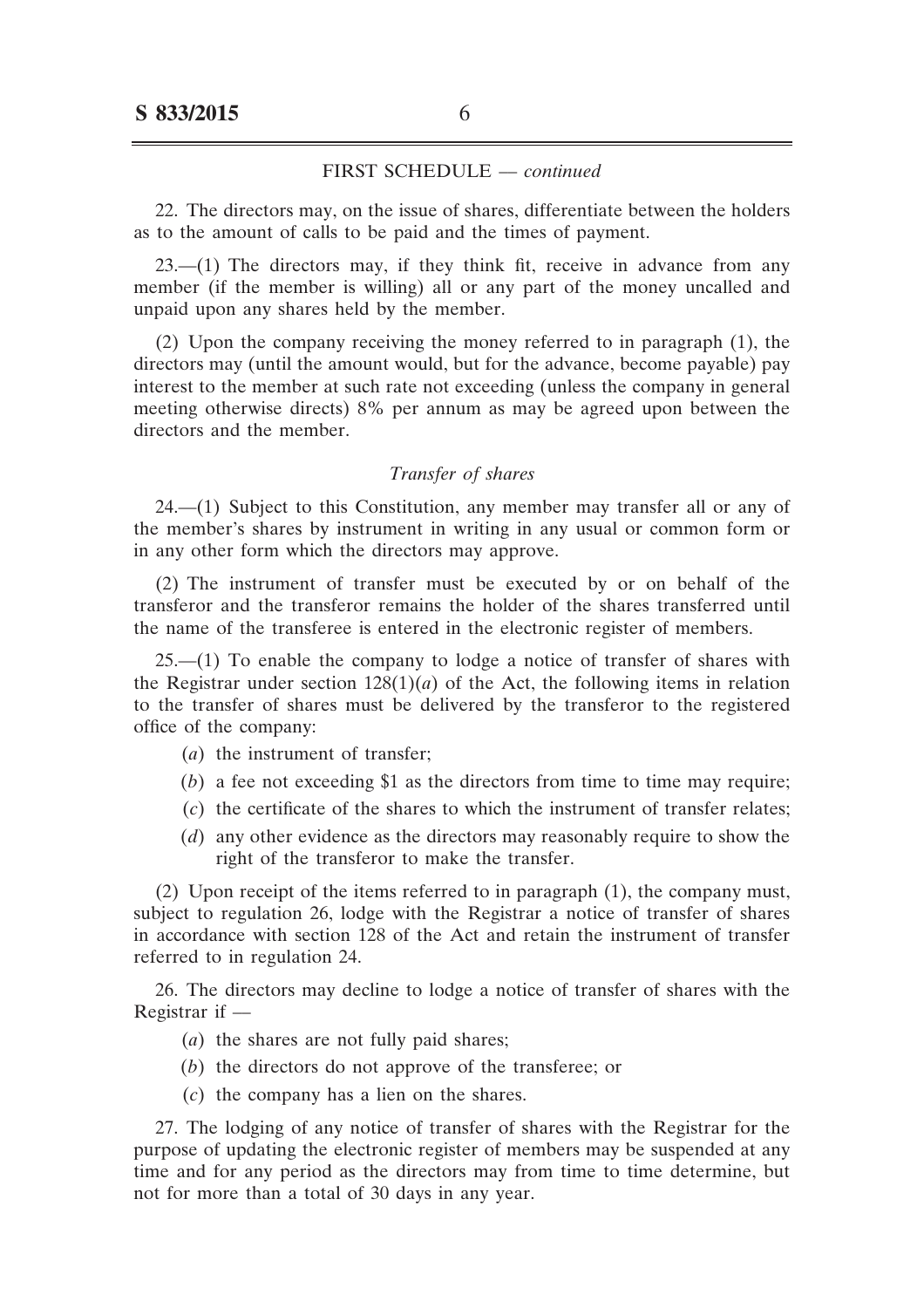FIRST SCHEDULE — *continued*

22. The directors may, on the issue of shares, differentiate between the holders as to the amount of calls to be paid and the times of payment.

23.—(1) The directors may, if they think fit, receive in advance from any member (if the member is willing) all or any part of the money uncalled and unpaid upon any shares held by the member.

(2) Upon the company receiving the money referred to in paragraph (1), the directors may (until the amount would, but for the advance, become payable) pay interest to the member at such rate not exceeding (unless the company in general meeting otherwise directs) 8% per annum as may be agreed upon between the directors and the member.

### *Transfer of shares*

24.—(1) Subject to this Constitution, any member may transfer all or any of the member's shares by instrument in writing in any usual or common form or in any other form which the directors may approve.

(2) The instrument of transfer must be executed by or on behalf of the transferor and the transferor remains the holder of the shares transferred until the name of the transferee is entered in the electronic register of members.

25.—(1) To enable the company to lodge a notice of transfer of shares with the Registrar under section 128(1)(*a*) of the Act, the following items in relation to the transfer of shares must be delivered by the transferor to the registered office of the company:

(*a*) the instrument of transfer;

(*b*) a fee not exceeding $1 as the directors from time to time may require;

(*c*) the certificate of the shares to which the instrument of transfer relates;

(*d*) any other evidence as the directors may reasonably require to show the right of the transferor to make the transfer.

(2) Upon receipt of the items referred to in paragraph (1), the company must, subject to regulation 26, lodge with the Registrar a notice of transfer of shares in accordance with section 128 of the Act and retain the instrument of transfer referred to in regulation 24.

26. The directors may decline to lodge a notice of transfer of shares with the Registrar if —

(*a*) the shares are not fully paid shares;

(*b*) the directors do not approve of the transferee; or

(*c*) the company has a lien on the shares.

27. The lodging of any notice of transfer of shares with the Registrar for the purpose of updating the electronic register of members may be suspended at any time and for any period as the directors may from time to time determine, but not for more than a total of 30 days in any year.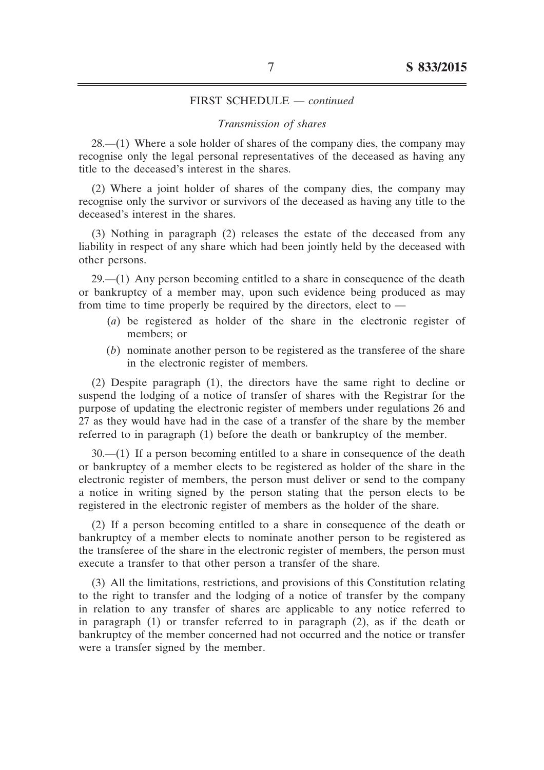FIRST SCHEDULE — *continued*

*Transmission of shares*

28.—(1) Where a sole holder of shares of the company dies, the company may recognise only the legal personal representatives of the deceased as having any title to the deceased's interest in the shares.

(2) Where a joint holder of shares of the company dies, the company may recognise only the survivor or survivors of the deceased as having any title to the deceased's interest in the shares.

(3) Nothing in paragraph (2) releases the estate of the deceased from any liability in respect of any share which had been jointly held by the deceased with other persons.

29.—(1) Any person becoming entitled to a share in consequence of the death or bankruptcy of a member may, upon such evidence being produced as may from time to time properly be required by the directors, elect to —

- (*a*) be registered as holder of the share in the electronic register of members; or
- (*b*) nominate another person to be registered as the transferee of the share in the electronic register of members.

(2) Despite paragraph (1), the directors have the same right to decline or suspend the lodging of a notice of transfer of shares with the Registrar for the purpose of updating the electronic register of members under regulations 26 and 27 as they would have had in the case of a transfer of the share by the member referred to in paragraph (1) before the death or bankruptcy of the member.

30.—(1) If a person becoming entitled to a share in consequence of the death or bankruptcy of a member elects to be registered as holder of the share in the electronic register of members, the person must deliver or send to the company a notice in writing signed by the person stating that the person elects to be registered in the electronic register of members as the holder of the share.

(2) If a person becoming entitled to a share in consequence of the death or bankruptcy of a member elects to nominate another person to be registered as the transferee of the share in the electronic register of members, the person must execute a transfer to that other person a transfer of the share.

(3) All the limitations, restrictions, and provisions of this Constitution relating to the right to transfer and the lodging of a notice of transfer by the company in relation to any transfer of shares are applicable to any notice referred to in paragraph (1) or transfer referred to in paragraph (2), as if the death or bankruptcy of the member concerned had not occurred and the notice or transfer were a transfer signed by the member.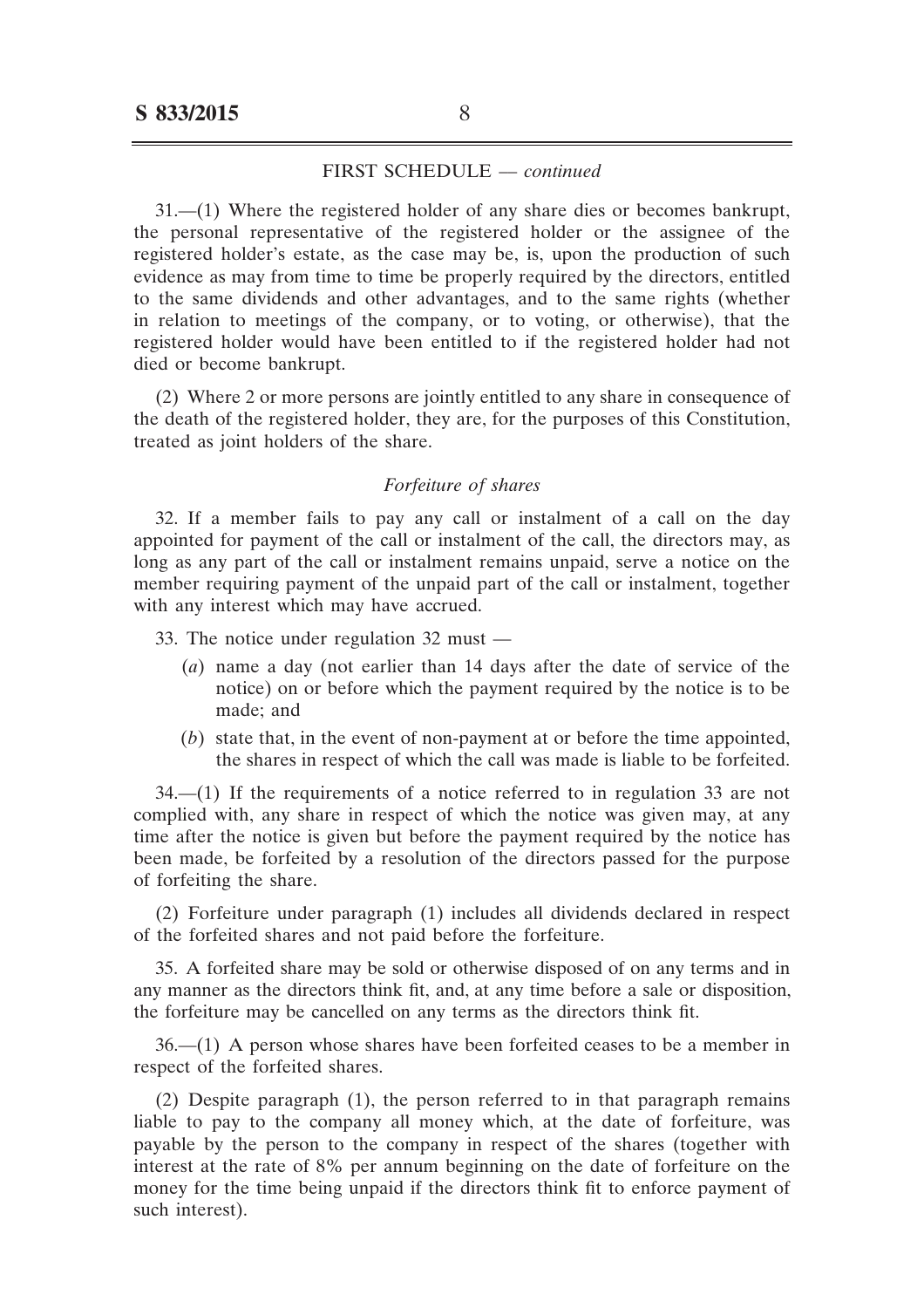FIRST SCHEDULE — *continued*

31.—(1) Where the registered holder of any share dies or becomes bankrupt, the personal representative of the registered holder or the assignee of the registered holder's estate, as the case may be, is, upon the production of such evidence as may from time to time be properly required by the directors, entitled to the same dividends and other advantages, and to the same rights (whether in relation to meetings of the company, or to voting, or otherwise), that the registered holder would have been entitled to if the registered holder had not died or become bankrupt.

(2) Where 2 or more persons are jointly entitled to any share in consequence of the death of the registered holder, they are, for the purposes of this Constitution, treated as joint holders of the share.

*Forfeiture of shares*

32. If a member fails to pay any call or instalment of a call on the day appointed for payment of the call or instalment of the call, the directors may, as long as any part of the call or instalment remains unpaid, serve a notice on the member requiring payment of the unpaid part of the call or instalment, together with any interest which may have accrued.

33. The notice under regulation 32 must —

(*a*) name a day (not earlier than 14 days after the date of service of the notice) on or before which the payment required by the notice is to be made; and

(*b*) state that, in the event of non-payment at or before the time appointed, the shares in respect of which the call was made is liable to be forfeited.

34.—(1) If the requirements of a notice referred to in regulation 33 are not complied with, any share in respect of which the notice was given may, at any time after the notice is given but before the payment required by the notice has been made, be forfeited by a resolution of the directors passed for the purpose of forfeiting the share.

(2) Forfeiture under paragraph (1) includes all dividends declared in respect of the forfeited shares and not paid before the forfeiture.

35. A forfeited share may be sold or otherwise disposed of on any terms and in any manner as the directors think fit, and, at any time before a sale or disposition, the forfeiture may be cancelled on any terms as the directors think fit.

36.—(1) A person whose shares have been forfeited ceases to be a member in respect of the forfeited shares.

(2) Despite paragraph (1), the person referred to in that paragraph remains liable to pay to the company all money which, at the date of forfeiture, was payable by the person to the company in respect of the shares (together with interest at the rate of 8% per annum beginning on the date of forfeiture on the money for the time being unpaid if the directors think fit to enforce payment of such interest).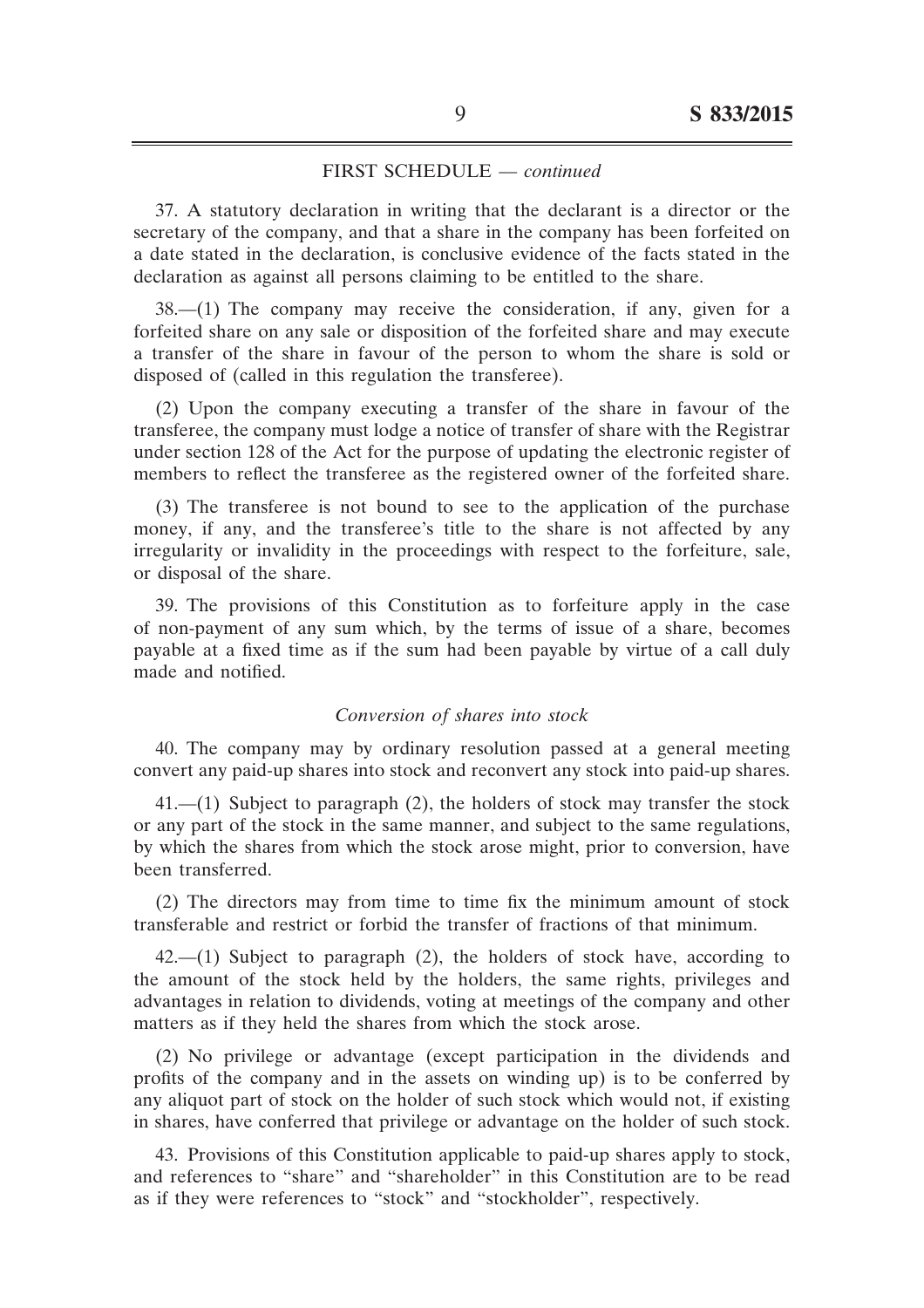FIRST SCHEDULE — *continued*

37. A statutory declaration in writing that the declarant is a director or the secretary of the company, and that a share in the company has been forfeited on a date stated in the declaration, is conclusive evidence of the facts stated in the declaration as against all persons claiming to be entitled to the share.

38.—(1) The company may receive the consideration, if any, given for a forfeited share on any sale or disposition of the forfeited share and may execute a transfer of the share in favour of the person to whom the share is sold or disposed of (called in this regulation the transferee).

(2) Upon the company executing a transfer of the share in favour of the transferee, the company must lodge a notice of transfer of share with the Registrar under section 128 of the Act for the purpose of updating the electronic register of members to reflect the transferee as the registered owner of the forfeited share.

(3) The transferee is not bound to see to the application of the purchase money, if any, and the transferee's title to the share is not affected by any irregularity or invalidity in the proceedings with respect to the forfeiture, sale, or disposal of the share.

39. The provisions of this Constitution as to forfeiture apply in the case of non-payment of any sum which, by the terms of issue of a share, becomes payable at a fixed time as if the sum had been payable by virtue of a call duly made and notified.

*Conversion of shares into stock*

40. The company may by ordinary resolution passed at a general meeting convert any paid-up shares into stock and reconvert any stock into paid-up shares.

41.—(1) Subject to paragraph (2), the holders of stock may transfer the stock or any part of the stock in the same manner, and subject to the same regulations, by which the shares from which the stock arose might, prior to conversion, have been transferred.

(2) The directors may from time to time fix the minimum amount of stock transferable and restrict or forbid the transfer of fractions of that minimum.

42.—(1) Subject to paragraph (2), the holders of stock have, according to the amount of the stock held by the holders, the same rights, privileges and advantages in relation to dividends, voting at meetings of the company and other matters as if they held the shares from which the stock arose.

(2) No privilege or advantage (except participation in the dividends and profits of the company and in the assets on winding up) is to be conferred by any aliquot part of stock on the holder of such stock which would not, if existing in shares, have conferred that privilege or advantage on the holder of such stock.

43. Provisions of this Constitution applicable to paid-up shares apply to stock, and references to "share" and "shareholder" in this Constitution are to be read as if they were references to "stock" and "stockholder", respectively.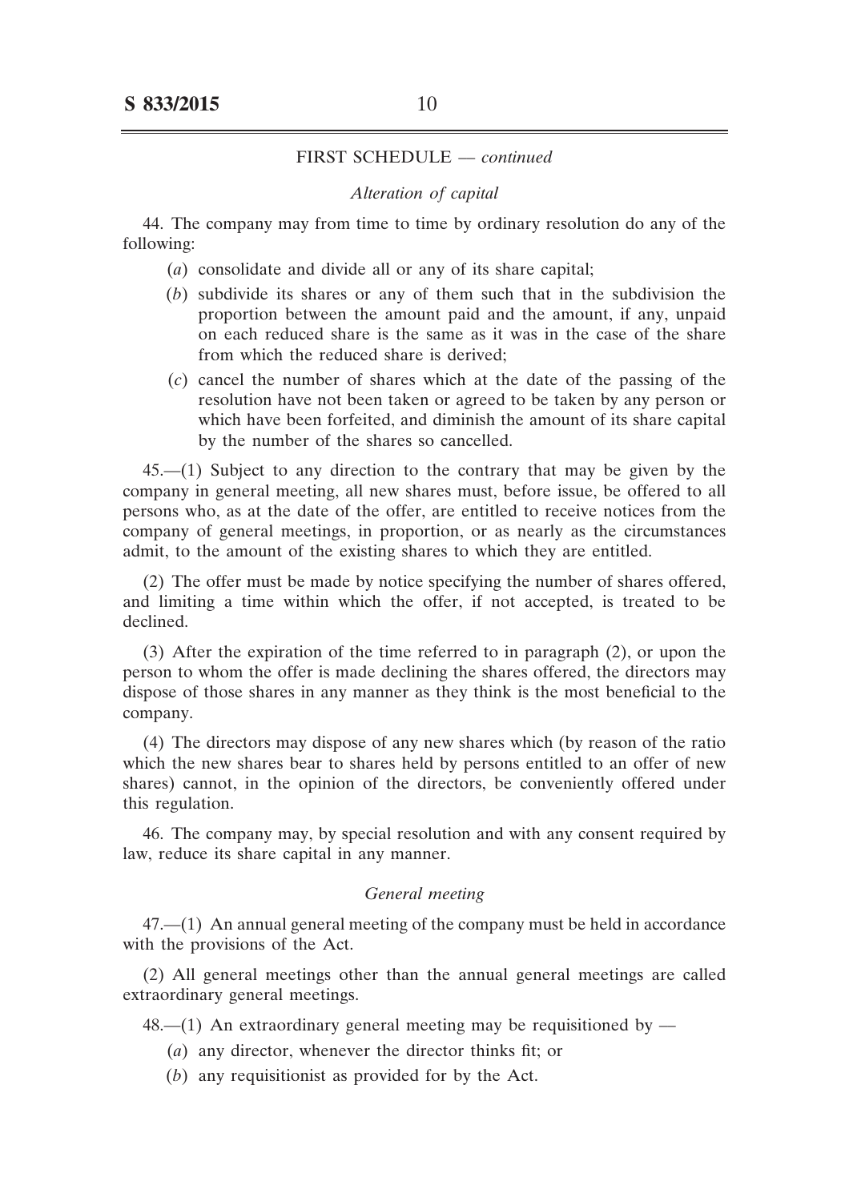FIRST SCHEDULE — *continued*

*Alteration of capital*

44. The company may from time to time by ordinary resolution do any of the following:

- (*a*) consolidate and divide all or any of its share capital;
- (*b*) subdivide its shares or any of them such that in the subdivision the proportion between the amount paid and the amount, if any, unpaid on each reduced share is the same as it was in the case of the share from which the reduced share is derived;
- (*c*) cancel the number of shares which at the date of the passing of the resolution have not been taken or agreed to be taken by any person or which have been forfeited, and diminish the amount of its share capital by the number of the shares so cancelled.

45.—(1) Subject to any direction to the contrary that may be given by the company in general meeting, all new shares must, before issue, be offered to all persons who, as at the date of the offer, are entitled to receive notices from the company of general meetings, in proportion, or as nearly as the circumstances admit, to the amount of the existing shares to which they are entitled.

(2) The offer must be made by notice specifying the number of shares offered, and limiting a time within which the offer, if not accepted, is treated to be declined.

(3) After the expiration of the time referred to in paragraph (2), or upon the person to whom the offer is made declining the shares offered, the directors may dispose of those shares in any manner as they think is the most beneficial to the company.

(4) The directors may dispose of any new shares which (by reason of the ratio which the new shares bear to shares held by persons entitled to an offer of new shares) cannot, in the opinion of the directors, be conveniently offered under this regulation.

46. The company may, by special resolution and with any consent required by law, reduce its share capital in any manner.

*General meeting*

47.—(1) An annual general meeting of the company must be held in accordance with the provisions of the Act.

(2) All general meetings other than the annual general meetings are called extraordinary general meetings.

48.—(1) An extraordinary general meeting may be requisitioned by —

- (*a*) any director, whenever the director thinks fit; or
- (*b*) any requisitionist as provided for by the Act.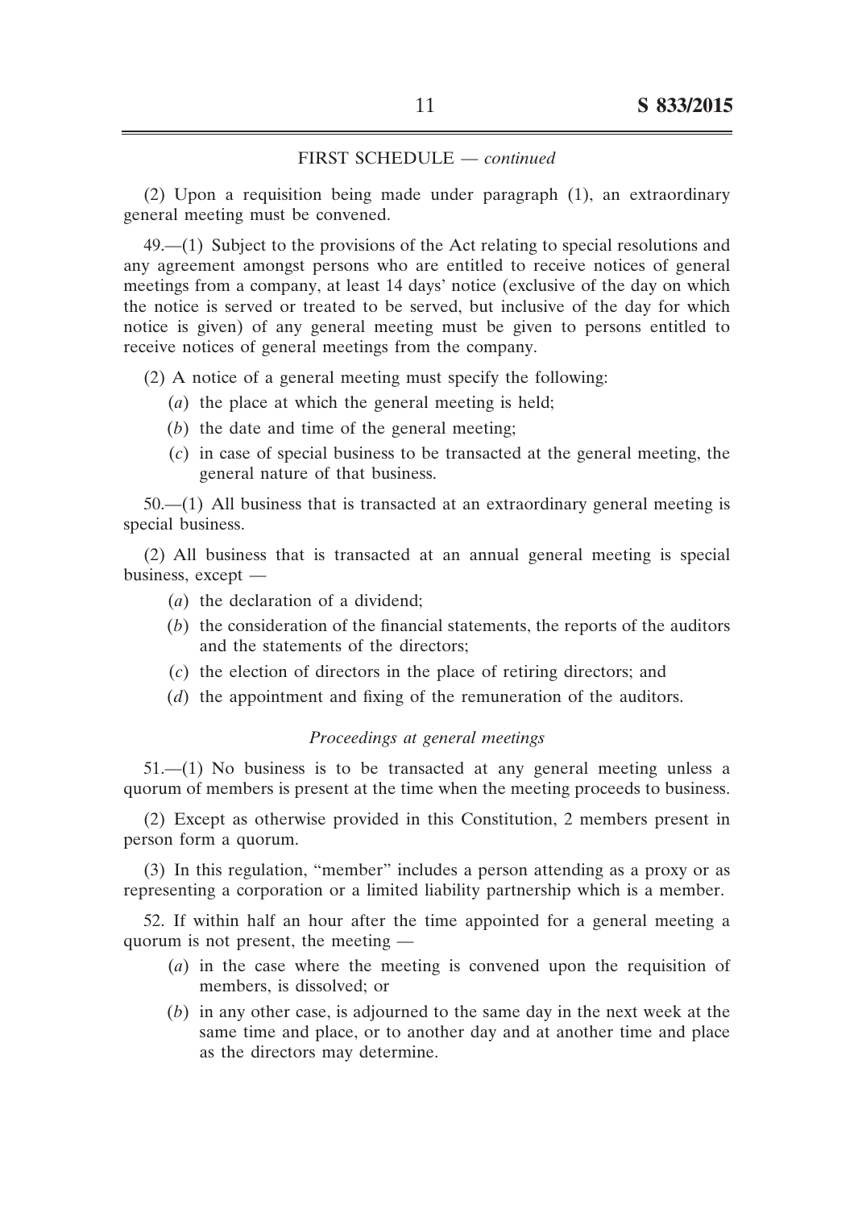FIRST SCHEDULE — *continued*

(2) Upon a requisition being made under paragraph (1), an extraordinary general meeting must be convened.

49.—(1) Subject to the provisions of the Act relating to special resolutions and any agreement amongst persons who are entitled to receive notices of general meetings from a company, at least 14 days' notice (exclusive of the day on which the notice is served or treated to be served, but inclusive of the day for which notice is given) of any general meeting must be given to persons entitled to receive notices of general meetings from the company.

(2) A notice of a general meeting must specify the following:

(*a*) the place at which the general meeting is held;

(*b*) the date and time of the general meeting;

(*c*) in case of special business to be transacted at the general meeting, the general nature of that business.

50.—(1) All business that is transacted at an extraordinary general meeting is special business.

(2) All business that is transacted at an annual general meeting is special business, except —

(*a*) the declaration of a dividend;

(*b*) the consideration of the financial statements, the reports of the auditors and the statements of the directors;

(*c*) the election of directors in the place of retiring directors; and

(*d*) the appointment and fixing of the remuneration of the auditors.

*Proceedings at general meetings*

51.—(1) No business is to be transacted at any general meeting unless a quorum of members is present at the time when the meeting proceeds to business.

(2) Except as otherwise provided in this Constitution, 2 members present in person form a quorum.

(3) In this regulation, "member" includes a person attending as a proxy or as representing a corporation or a limited liability partnership which is a member.

52. If within half an hour after the time appointed for a general meeting a quorum is not present, the meeting —

(*a*) in the case where the meeting is convened upon the requisition of members, is dissolved; or

(*b*) in any other case, is adjourned to the same day in the next week at the same time and place, or to another day and at another time and place as the directors may determine.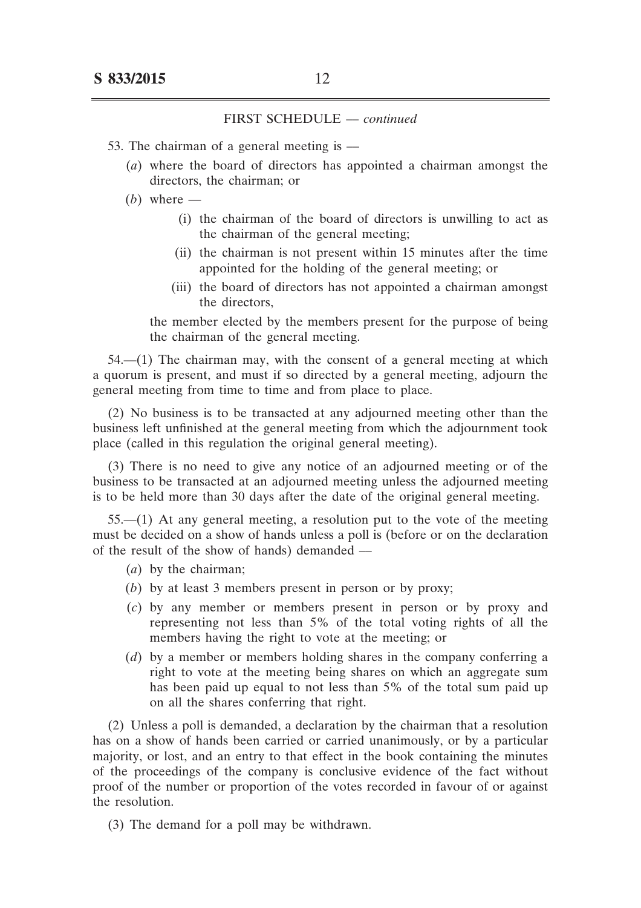FIRST SCHEDULE — *continued*

53. The chairman of a general meeting is —

(*a*) where the board of directors has appointed a chairman amongst the directors, the chairman; or

(*b*) where —

(i) the chairman of the board of directors is unwilling to act as the chairman of the general meeting;

(ii) the chairman is not present within 15 minutes after the time appointed for the holding of the general meeting; or

(iii) the board of directors has not appointed a chairman amongst the directors,

the member elected by the members present for the purpose of being the chairman of the general meeting.

54.—(1) The chairman may, with the consent of a general meeting at which a quorum is present, and must if so directed by a general meeting, adjourn the general meeting from time to time and from place to place.

(2) No business is to be transacted at any adjourned meeting other than the business left unfinished at the general meeting from which the adjournment took place (called in this regulation the original general meeting).

(3) There is no need to give any notice of an adjourned meeting or of the business to be transacted at an adjourned meeting unless the adjourned meeting is to be held more than 30 days after the date of the original general meeting.

55.—(1) At any general meeting, a resolution put to the vote of the meeting must be decided on a show of hands unless a poll is (before or on the declaration of the result of the show of hands) demanded —

(*a*) by the chairman;

(*b*) by at least 3 members present in person or by proxy;

(*c*) by any member or members present in person or by proxy and representing not less than 5% of the total voting rights of all the members having the right to vote at the meeting; or

(*d*) by a member or members holding shares in the company conferring a right to vote at the meeting being shares on which an aggregate sum has been paid up equal to not less than 5% of the total sum paid up on all the shares conferring that right.

(2) Unless a poll is demanded, a declaration by the chairman that a resolution has on a show of hands been carried or carried unanimously, or by a particular majority, or lost, and an entry to that effect in the book containing the minutes of the proceedings of the company is conclusive evidence of the fact without proof of the number or proportion of the votes recorded in favour of or against the resolution.

(3) The demand for a poll may be withdrawn.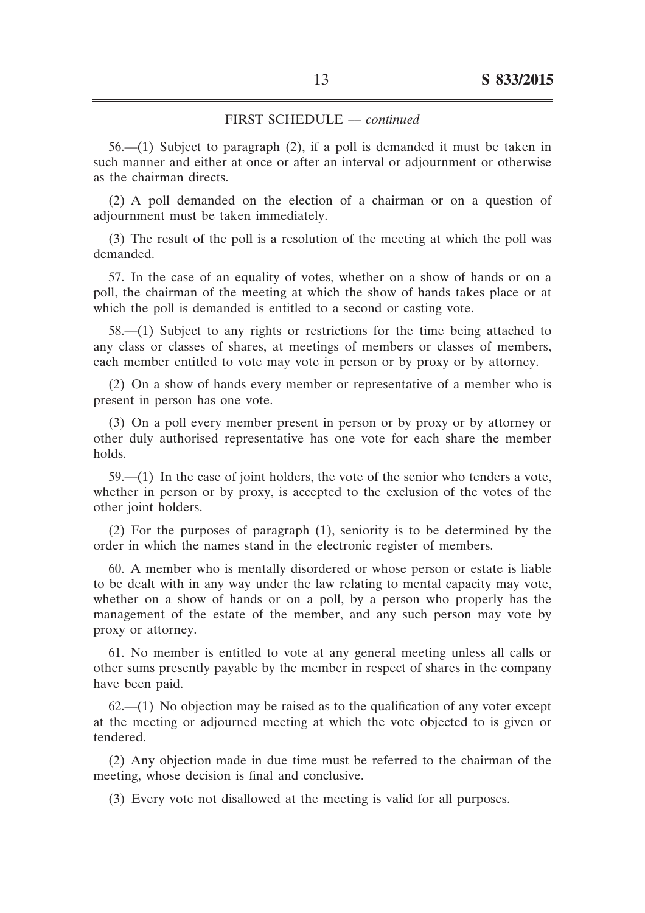FIRST SCHEDULE — *continued*

56.—(1) Subject to paragraph (2), if a poll is demanded it must be taken in such manner and either at once or after an interval or adjournment or otherwise as the chairman directs.

(2) A poll demanded on the election of a chairman or on a question of adjournment must be taken immediately.

(3) The result of the poll is a resolution of the meeting at which the poll was demanded.

57. In the case of an equality of votes, whether on a show of hands or on a poll, the chairman of the meeting at which the show of hands takes place or at which the poll is demanded is entitled to a second or casting vote.

58.—(1) Subject to any rights or restrictions for the time being attached to any class or classes of shares, at meetings of members or classes of members, each member entitled to vote may vote in person or by proxy or by attorney.

(2) On a show of hands every member or representative of a member who is present in person has one vote.

(3) On a poll every member present in person or by proxy or by attorney or other duly authorised representative has one vote for each share the member holds.

59.—(1) In the case of joint holders, the vote of the senior who tenders a vote, whether in person or by proxy, is accepted to the exclusion of the votes of the other joint holders.

(2) For the purposes of paragraph (1), seniority is to be determined by the order in which the names stand in the electronic register of members.

60. A member who is mentally disordered or whose person or estate is liable to be dealt with in any way under the law relating to mental capacity may vote, whether on a show of hands or on a poll, by a person who properly has the management of the estate of the member, and any such person may vote by proxy or attorney.

61. No member is entitled to vote at any general meeting unless all calls or other sums presently payable by the member in respect of shares in the company have been paid.

62.—(1) No objection may be raised as to the qualification of any voter except at the meeting or adjourned meeting at which the vote objected to is given or tendered.

(2) Any objection made in due time must be referred to the chairman of the meeting, whose decision is final and conclusive.

(3) Every vote not disallowed at the meeting is valid for all purposes.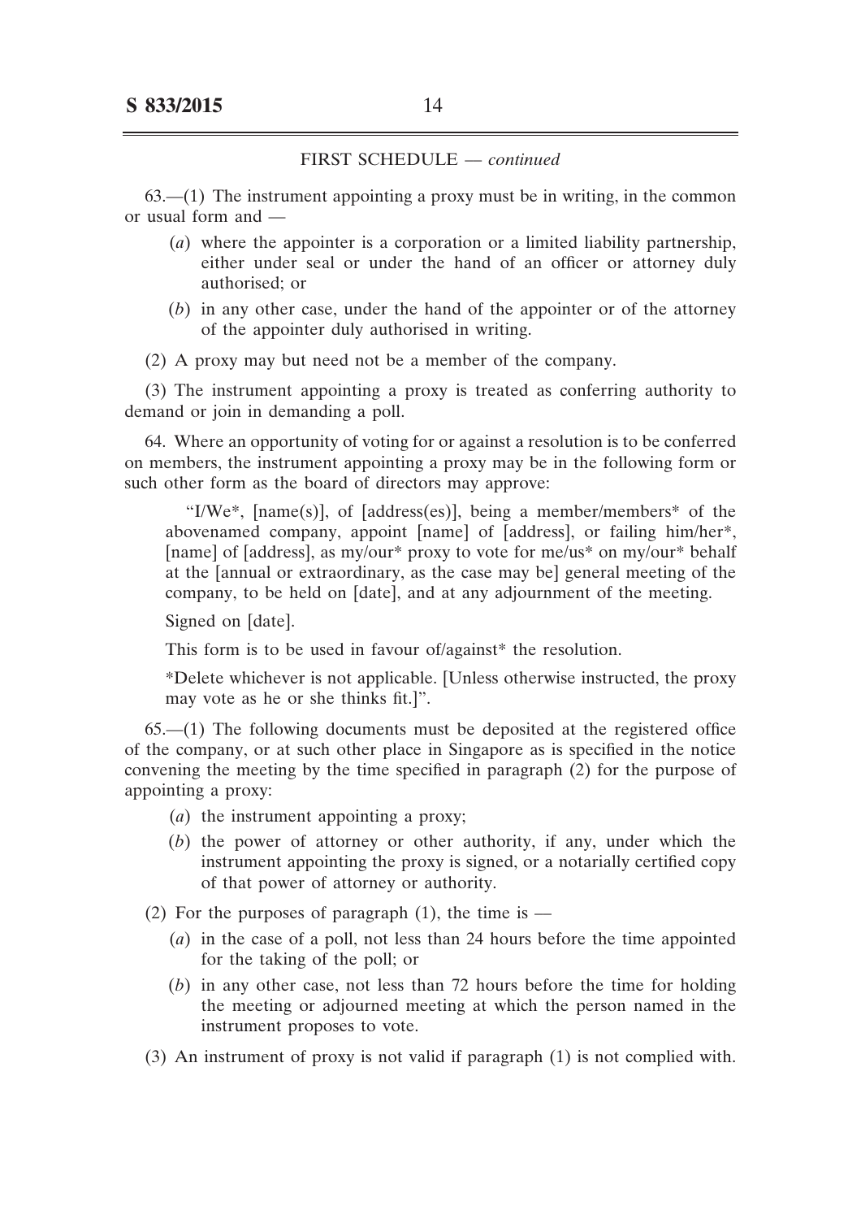FIRST SCHEDULE — *continued*

63.—(1) The instrument appointing a proxy must be in writing, in the common or usual form and —

(*a*) where the appointer is a corporation or a limited liability partnership, either under seal or under the hand of an officer or attorney duly authorised; or

(*b*) in any other case, under the hand of the appointer or of the attorney of the appointer duly authorised in writing.

(2) A proxy may but need not be a member of the company.

(3) The instrument appointing a proxy is treated as conferring authority to demand or join in demanding a poll.

64. Where an opportunity of voting for or against a resolution is to be conferred on members, the instrument appointing a proxy may be in the following form or such other form as the board of directors may approve:

"I/We*, [name(s)], of [address(es)], being a member/members* of the abovenamed company, appoint [name] of [address], or failing him/her*, [name] of [address], as my/our* proxy to vote for me/us* on my/our* behalf at the [annual or extraordinary, as the case may be] general meeting of the company, to be held on [date], and at any adjournment of the meeting.

Signed on [date].

This form is to be used in favour of/against* the resolution.

*Delete whichever is not applicable. [Unless otherwise instructed, the proxy may vote as he or she thinks fit.]".

65.—(1) The following documents must be deposited at the registered office of the company, or at such other place in Singapore as is specified in the notice convening the meeting by the time specified in paragraph (2) for the purpose of appointing a proxy:

(*a*) the instrument appointing a proxy;

(*b*) the power of attorney or other authority, if any, under which the instrument appointing the proxy is signed, or a notarially certified copy of that power of attorney or authority.

(2) For the purposes of paragraph (1), the time is —

(*a*) in the case of a poll, not less than 24 hours before the time appointed for the taking of the poll; or

(*b*) in any other case, not less than 72 hours before the time for holding the meeting or adjourned meeting at which the person named in the instrument proposes to vote.

(3) An instrument of proxy is not valid if paragraph (1) is not complied with.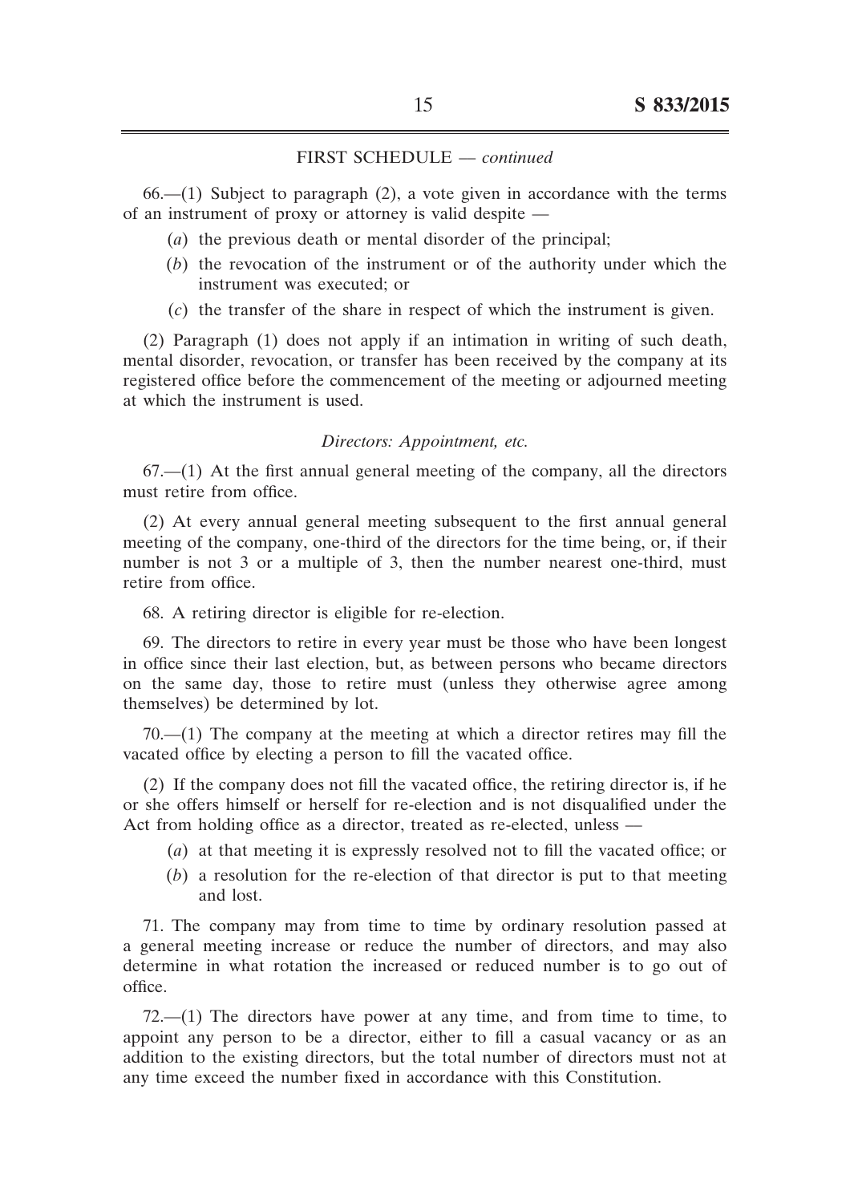FIRST SCHEDULE — *continued*

66.—(1) Subject to paragraph (2), a vote given in accordance with the terms of an instrument of proxy or attorney is valid despite —

(*a*) the previous death or mental disorder of the principal;

(*b*) the revocation of the instrument or of the authority under which the instrument was executed; or

(*c*) the transfer of the share in respect of which the instrument is given.

(2) Paragraph (1) does not apply if an intimation in writing of such death, mental disorder, revocation, or transfer has been received by the company at its registered office before the commencement of the meeting or adjourned meeting at which the instrument is used.

*Directors: Appointment, etc.*

67.—(1) At the first annual general meeting of the company, all the directors must retire from office.

(2) At every annual general meeting subsequent to the first annual general meeting of the company, one-third of the directors for the time being, or, if their number is not 3 or a multiple of 3, then the number nearest one-third, must retire from office.

68. A retiring director is eligible for re-election.

69. The directors to retire in every year must be those who have been longest in office since their last election, but, as between persons who became directors on the same day, those to retire must (unless they otherwise agree among themselves) be determined by lot.

70.—(1) The company at the meeting at which a director retires may fill the vacated office by electing a person to fill the vacated office.

(2) If the company does not fill the vacated office, the retiring director is, if he or she offers himself or herself for re-election and is not disqualified under the Act from holding office as a director, treated as re-elected, unless —

(*a*) at that meeting it is expressly resolved not to fill the vacated office; or

(*b*) a resolution for the re-election of that director is put to that meeting and lost.

71. The company may from time to time by ordinary resolution passed at a general meeting increase or reduce the number of directors, and may also determine in what rotation the increased or reduced number is to go out of office.

72.—(1) The directors have power at any time, and from time to time, to appoint any person to be a director, either to fill a casual vacancy or as an addition to the existing directors, but the total number of directors must not at any time exceed the number fixed in accordance with this Constitution.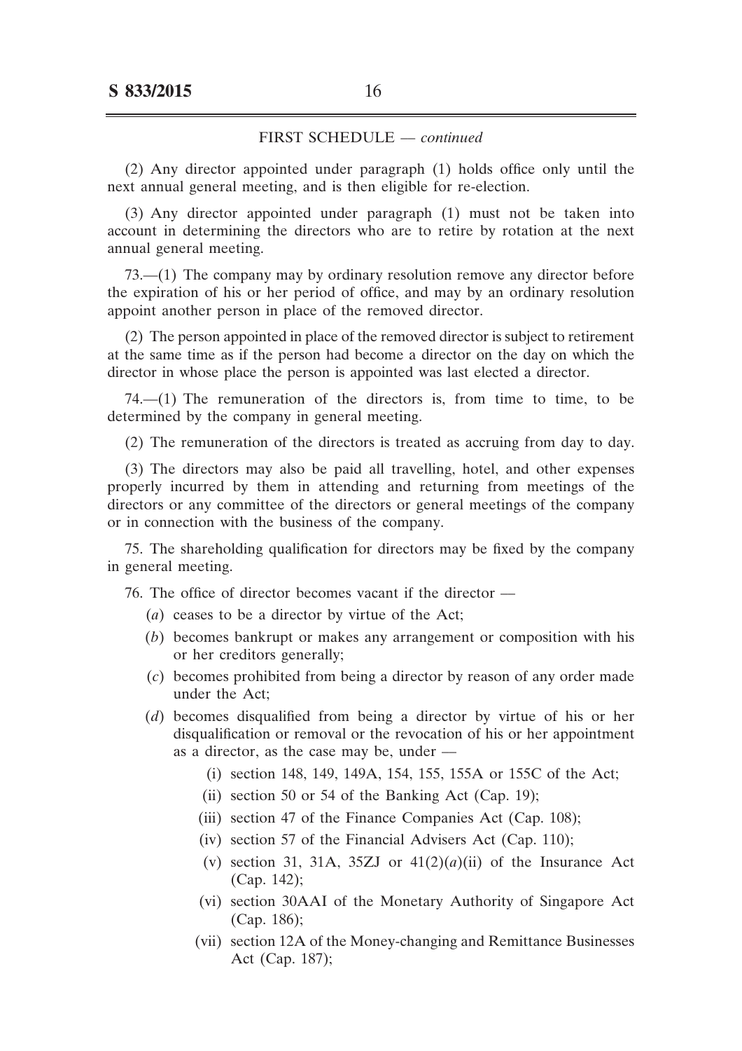FIRST SCHEDULE — *continued*

(2) Any director appointed under paragraph (1) holds office only until the next annual general meeting, and is then eligible for re-election.

(3) Any director appointed under paragraph (1) must not be taken into account in determining the directors who are to retire by rotation at the next annual general meeting.

73.—(1) The company may by ordinary resolution remove any director before the expiration of his or her period of office, and may by an ordinary resolution appoint another person in place of the removed director.

(2) The person appointed in place of the removed director is subject to retirement at the same time as if the person had become a director on the day on which the director in whose place the person is appointed was last elected a director.

74.—(1) The remuneration of the directors is, from time to time, to be determined by the company in general meeting.

(2) The remuneration of the directors is treated as accruing from day to day.

(3) The directors may also be paid all travelling, hotel, and other expenses properly incurred by them in attending and returning from meetings of the directors or any committee of the directors or general meetings of the company or in connection with the business of the company.

75. The shareholding qualification for directors may be fixed by the company in general meeting.

76. The office of director becomes vacant if the director —

(*a*) ceases to be a director by virtue of the Act;

(*b*) becomes bankrupt or makes any arrangement or composition with his or her creditors generally;

(*c*) becomes prohibited from being a director by reason of any order made under the Act;

(*d*) becomes disqualified from being a director by virtue of his or her disqualification or removal or the revocation of his or her appointment as a director, as the case may be, under —

(i) section 148, 149, 149A, 154, 155, 155A or 155C of the Act;

(ii) section 50 or 54 of the Banking Act (Cap. 19);

(iii) section 47 of the Finance Companies Act (Cap. 108);

(iv) section 57 of the Financial Advisers Act (Cap. 110);

(v) section 31, 31A, 35ZJ or 41(2)(*a*)(ii) of the Insurance Act (Cap. 142);

(vi) section 30AAI of the Monetary Authority of Singapore Act (Cap. 186);

(vii) section 12A of the Money-changing and Remittance Businesses Act (Cap. 187);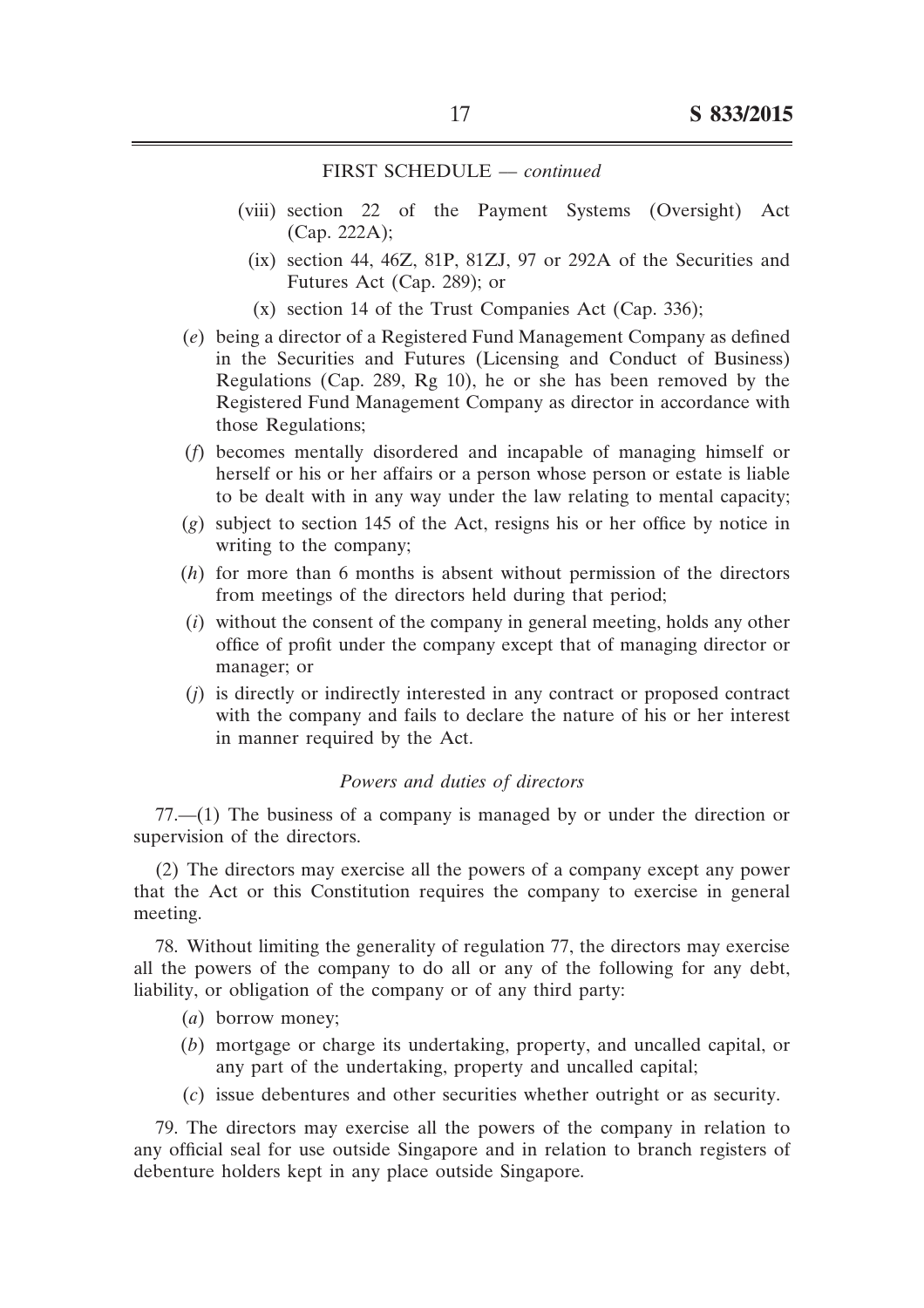FIRST SCHEDULE — *continued*

- (viii) section 22 of the Payment Systems (Oversight) Act (Cap. 222A);
- (ix) section 44, 46Z, 81P, 81ZJ, 97 or 292A of the Securities and Futures Act (Cap. 289); or
- (x) section 14 of the Trust Companies Act (Cap. 336);

(*e*) being a director of a Registered Fund Management Company as defined in the Securities and Futures (Licensing and Conduct of Business) Regulations (Cap. 289, Rg 10), he or she has been removed by the Registered Fund Management Company as director in accordance with those Regulations;

(*f*) becomes mentally disordered and incapable of managing himself or herself or his or her affairs or a person whose person or estate is liable to be dealt with in any way under the law relating to mental capacity;

(*g*) subject to section 145 of the Act, resigns his or her office by notice in writing to the company;

(*h*) for more than 6 months is absent without permission of the directors from meetings of the directors held during that period;

(*i*) without the consent of the company in general meeting, holds any other office of profit under the company except that of managing director or manager; or

(*j*) is directly or indirectly interested in any contract or proposed contract with the company and fails to declare the nature of his or her interest in manner required by the Act.

*Powers and duties of directors*

77.—(1) The business of a company is managed by or under the direction or supervision of the directors.

(2) The directors may exercise all the powers of a company except any power that the Act or this Constitution requires the company to exercise in general meeting.

78. Without limiting the generality of regulation 77, the directors may exercise all the powers of the company to do all or any of the following for any debt, liability, or obligation of the company or of any third party:

(*a*) borrow money;

(*b*) mortgage or charge its undertaking, property, and uncalled capital, or any part of the undertaking, property and uncalled capital;

(*c*) issue debentures and other securities whether outright or as security.

79. The directors may exercise all the powers of the company in relation to any official seal for use outside Singapore and in relation to branch registers of debenture holders kept in any place outside Singapore.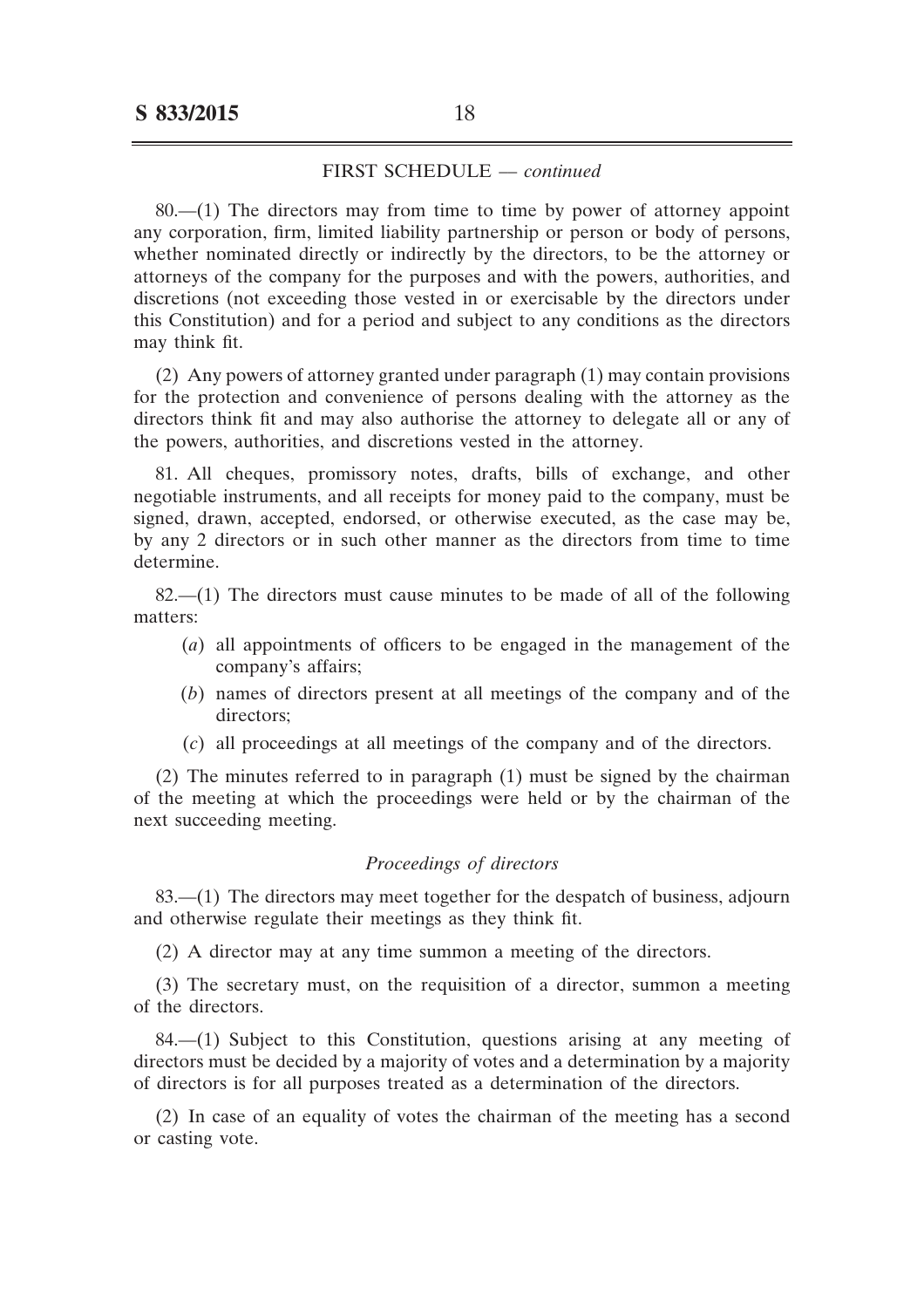FIRST SCHEDULE — *continued*

80.—(1) The directors may from time to time by power of attorney appoint any corporation, firm, limited liability partnership or person or body of persons, whether nominated directly or indirectly by the directors, to be the attorney or attorneys of the company for the purposes and with the powers, authorities, and discretions (not exceeding those vested in or exercisable by the directors under this Constitution) and for a period and subject to any conditions as the directors may think fit.

(2) Any powers of attorney granted under paragraph (1) may contain provisions for the protection and convenience of persons dealing with the attorney as the directors think fit and may also authorise the attorney to delegate all or any of the powers, authorities, and discretions vested in the attorney.

81. All cheques, promissory notes, drafts, bills of exchange, and other negotiable instruments, and all receipts for money paid to the company, must be signed, drawn, accepted, endorsed, or otherwise executed, as the case may be, by any 2 directors or in such other manner as the directors from time to time determine.

82.—(1) The directors must cause minutes to be made of all of the following matters:

(*a*) all appointments of officers to be engaged in the management of the company's affairs;

(*b*) names of directors present at all meetings of the company and of the directors;

(*c*) all proceedings at all meetings of the company and of the directors.

(2) The minutes referred to in paragraph (1) must be signed by the chairman of the meeting at which the proceedings were held or by the chairman of the next succeeding meeting.

*Proceedings of directors*

83.—(1) The directors may meet together for the despatch of business, adjourn and otherwise regulate their meetings as they think fit.

(2) A director may at any time summon a meeting of the directors.

(3) The secretary must, on the requisition of a director, summon a meeting of the directors.

84.—(1) Subject to this Constitution, questions arising at any meeting of directors must be decided by a majority of votes and a determination by a majority of directors is for all purposes treated as a determination of the directors.

(2) In case of an equality of votes the chairman of the meeting has a second or casting vote.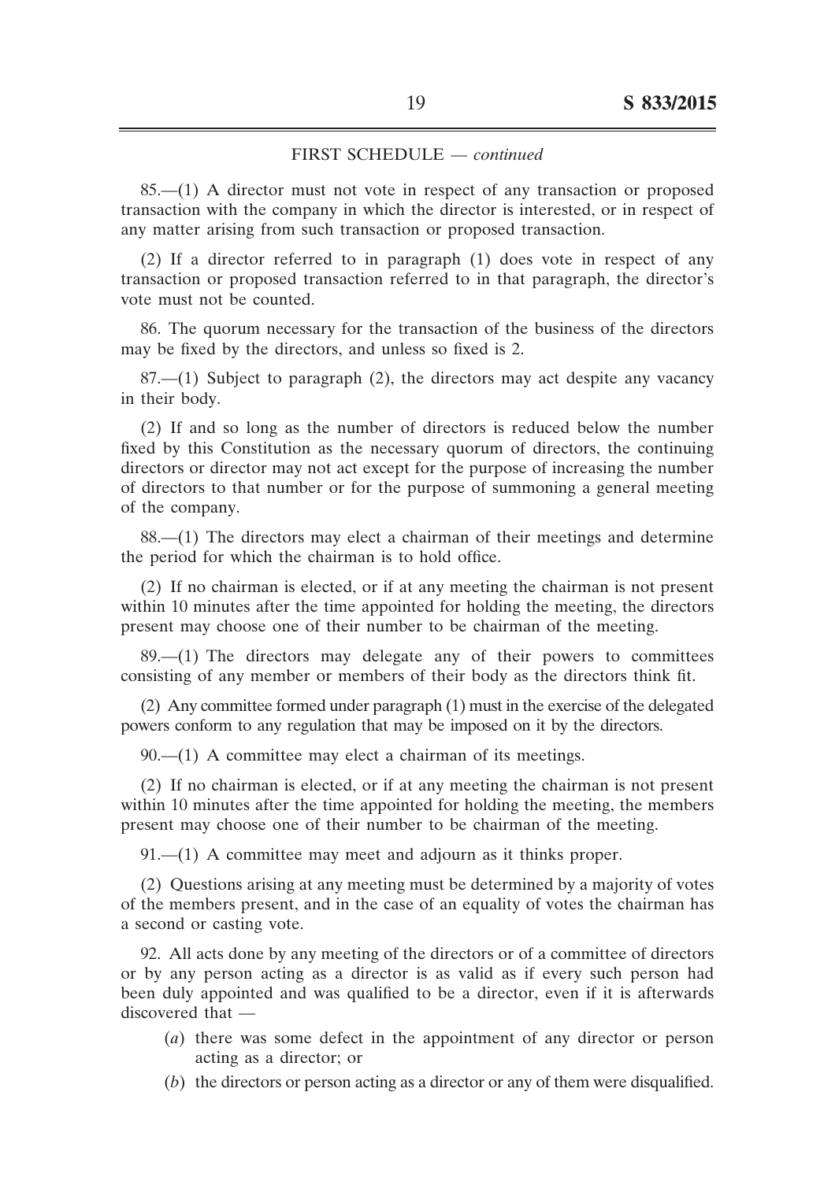FIRST SCHEDULE — *continued*

85.—(1) A director must not vote in respect of any transaction or proposed transaction with the company in which the director is interested, or in respect of any matter arising from such transaction or proposed transaction.

(2) If a director referred to in paragraph (1) does vote in respect of any transaction or proposed transaction referred to in that paragraph, the director's vote must not be counted.

86. The quorum necessary for the transaction of the business of the directors may be fixed by the directors, and unless so fixed is 2.

87.—(1) Subject to paragraph (2), the directors may act despite any vacancy in their body.

(2) If and so long as the number of directors is reduced below the number fixed by this Constitution as the necessary quorum of directors, the continuing directors or director may not act except for the purpose of increasing the number of directors to that number or for the purpose of summoning a general meeting of the company.

88.—(1) The directors may elect a chairman of their meetings and determine the period for which the chairman is to hold office.

(2) If no chairman is elected, or if at any meeting the chairman is not present within 10 minutes after the time appointed for holding the meeting, the directors present may choose one of their number to be chairman of the meeting.

89.—(1) The directors may delegate any of their powers to committees consisting of any member or members of their body as the directors think fit.

(2) Any committee formed under paragraph (1) must in the exercise of the delegated powers conform to any regulation that may be imposed on it by the directors.

90.—(1) A committee may elect a chairman of its meetings.

(2) If no chairman is elected, or if at any meeting the chairman is not present within 10 minutes after the time appointed for holding the meeting, the members present may choose one of their number to be chairman of the meeting.

91.—(1) A committee may meet and adjourn as it thinks proper.

(2) Questions arising at any meeting must be determined by a majority of votes of the members present, and in the case of an equality of votes the chairman has a second or casting vote.

92. All acts done by any meeting of the directors or of a committee of directors or by any person acting as a director is as valid as if every such person had been duly appointed and was qualified to be a director, even if it is afterwards discovered that —

(*a*) there was some defect in the appointment of any director or person acting as a director; or

(*b*) the directors or person acting as a director or any of them were disqualified.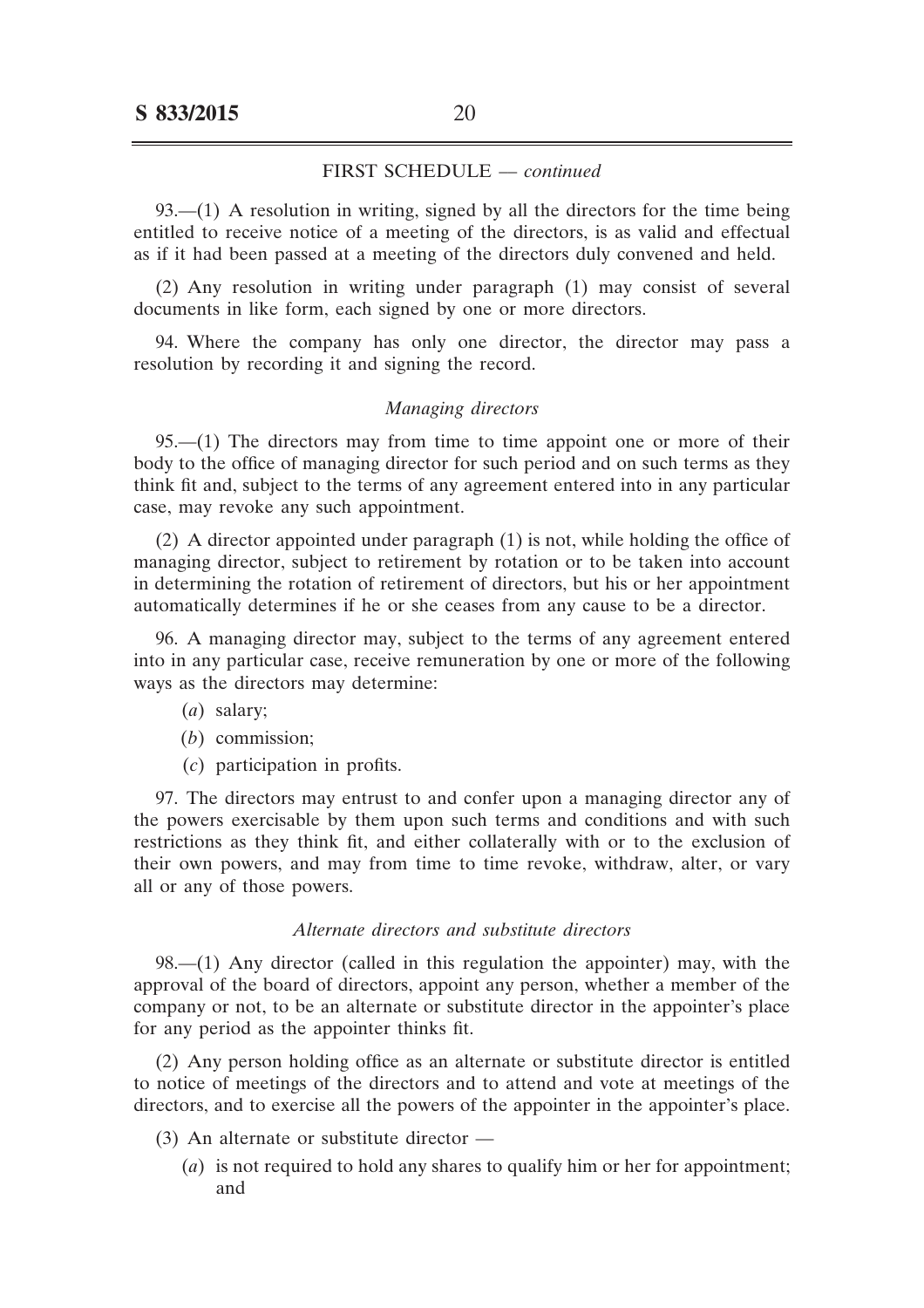FIRST SCHEDULE — *continued*

93.—(1) A resolution in writing, signed by all the directors for the time being entitled to receive notice of a meeting of the directors, is as valid and effectual as if it had been passed at a meeting of the directors duly convened and held.

(2) Any resolution in writing under paragraph (1) may consist of several documents in like form, each signed by one or more directors.

94. Where the company has only one director, the director may pass a resolution by recording it and signing the record.

*Managing directors*

95.—(1) The directors may from time to time appoint one or more of their body to the office of managing director for such period and on such terms as they think fit and, subject to the terms of any agreement entered into in any particular case, may revoke any such appointment.

(2) A director appointed under paragraph (1) is not, while holding the office of managing director, subject to retirement by rotation or to be taken into account in determining the rotation of retirement of directors, but his or her appointment automatically determines if he or she ceases from any cause to be a director.

96. A managing director may, subject to the terms of any agreement entered into in any particular case, receive remuneration by one or more of the following ways as the directors may determine:

(*a*) salary;

(*b*) commission;

(*c*) participation in profits.

97. The directors may entrust to and confer upon a managing director any of the powers exercisable by them upon such terms and conditions and with such restrictions as they think fit, and either collaterally with or to the exclusion of their own powers, and may from time to time revoke, withdraw, alter, or vary all or any of those powers.

*Alternate directors and substitute directors*

98.—(1) Any director (called in this regulation the appointer) may, with the approval of the board of directors, appoint any person, whether a member of the company or not, to be an alternate or substitute director in the appointer's place for any period as the appointer thinks fit.

(2) Any person holding office as an alternate or substitute director is entitled to notice of meetings of the directors and to attend and vote at meetings of the directors, and to exercise all the powers of the appointer in the appointer's place.

(3) An alternate or substitute director —

(*a*) is not required to hold any shares to qualify him or her for appointment; and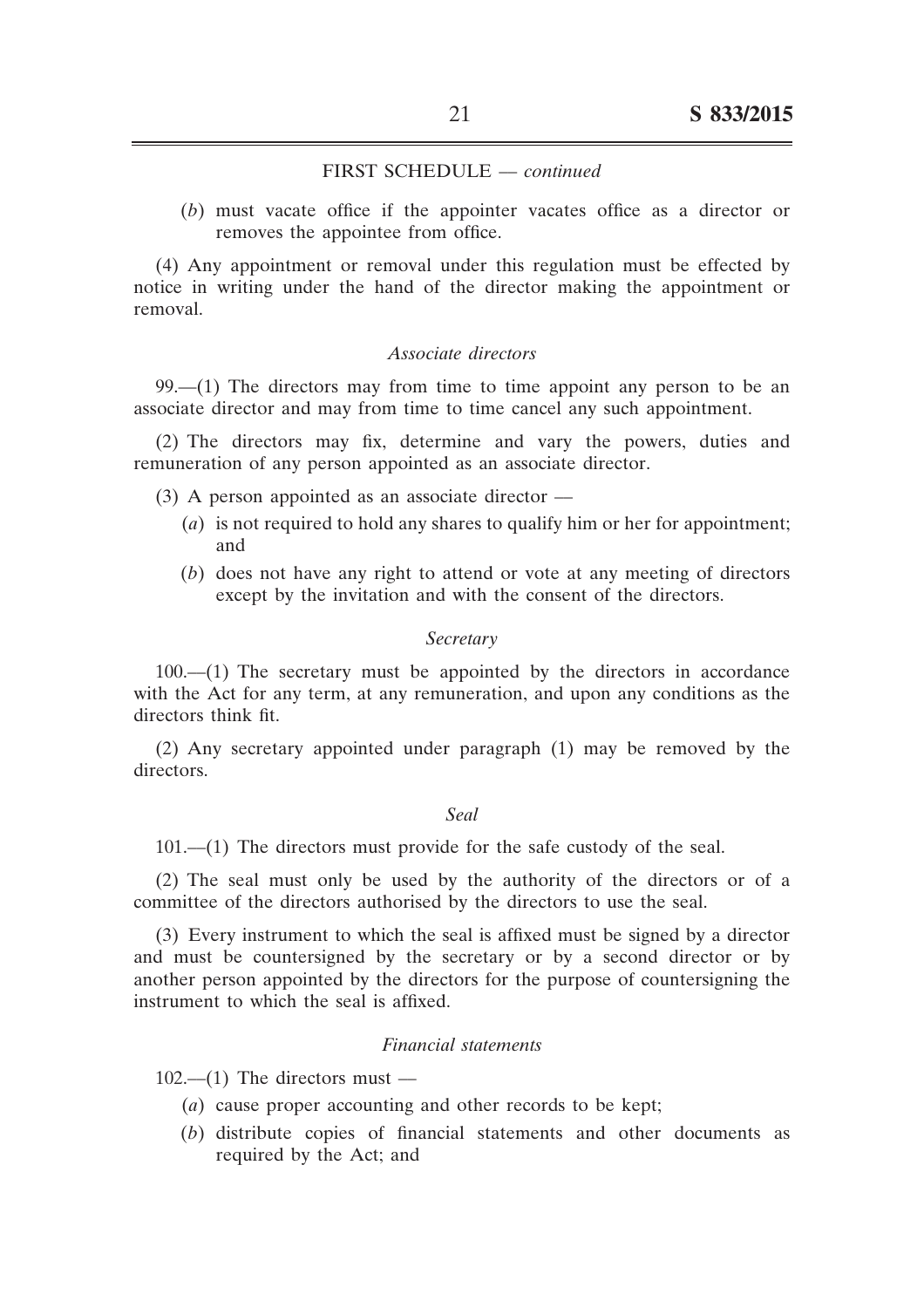FIRST SCHEDULE — *continued*

(*b*) must vacate office if the appointer vacates office as a director or removes the appointee from office.

(4) Any appointment or removal under this regulation must be effected by notice in writing under the hand of the director making the appointment or removal.

*Associate directors*

99.—(1) The directors may from time to time appoint any person to be an associate director and may from time to time cancel any such appointment.

(2) The directors may fix, determine and vary the powers, duties and remuneration of any person appointed as an associate director.

(3) A person appointed as an associate director —

(*a*) is not required to hold any shares to qualify him or her for appointment; and

(*b*) does not have any right to attend or vote at any meeting of directors except by the invitation and with the consent of the directors.

*Secretary*

100.—(1) The secretary must be appointed by the directors in accordance with the Act for any term, at any remuneration, and upon any conditions as the directors think fit.

(2) Any secretary appointed under paragraph (1) may be removed by the directors.

*Seal*

101.—(1) The directors must provide for the safe custody of the seal.

(2) The seal must only be used by the authority of the directors or of a committee of the directors authorised by the directors to use the seal.

(3) Every instrument to which the seal is affixed must be signed by a director and must be countersigned by the secretary or by a second director or by another person appointed by the directors for the purpose of countersigning the instrument to which the seal is affixed.

*Financial statements*

102.—(1) The directors must —

(*a*) cause proper accounting and other records to be kept;

(*b*) distribute copies of financial statements and other documents as required by the Act; and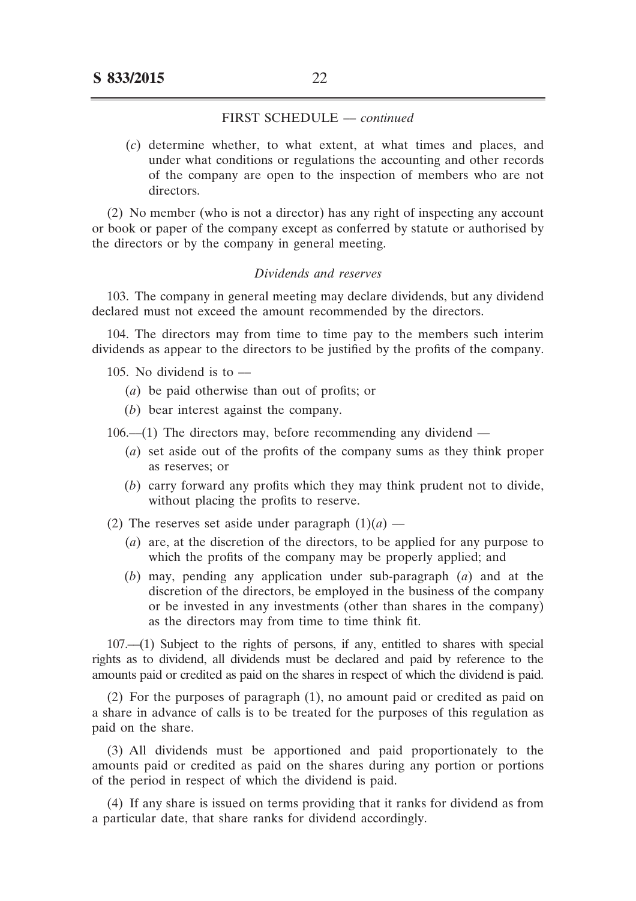FIRST SCHEDULE — *continued*

(*c*) determine whether, to what extent, at what times and places, and under what conditions or regulations the accounting and other records of the company are open to the inspection of members who are not directors.

(2) No member (who is not a director) has any right of inspecting any account or book or paper of the company except as conferred by statute or authorised by the directors or by the company in general meeting.

*Dividends and reserves*

103. The company in general meeting may declare dividends, but any dividend declared must not exceed the amount recommended by the directors.

104. The directors may from time to time pay to the members such interim dividends as appear to the directors to be justified by the profits of the company.

105. No dividend is to —

(*a*) be paid otherwise than out of profits; or

(*b*) bear interest against the company.

106.—(1) The directors may, before recommending any dividend —

(*a*) set aside out of the profits of the company sums as they think proper as reserves; or

(*b*) carry forward any profits which they may think prudent not to divide, without placing the profits to reserve.

(2) The reserves set aside under paragraph (1)(*a*) —

(*a*) are, at the discretion of the directors, to be applied for any purpose to which the profits of the company may be properly applied; and

(*b*) may, pending any application under sub-paragraph (*a*) and at the discretion of the directors, be employed in the business of the company or be invested in any investments (other than shares in the company) as the directors may from time to time think fit.

107.—(1) Subject to the rights of persons, if any, entitled to shares with special rights as to dividend, all dividends must be declared and paid by reference to the amounts paid or credited as paid on the shares in respect of which the dividend is paid.

(2) For the purposes of paragraph (1), no amount paid or credited as paid on a share in advance of calls is to be treated for the purposes of this regulation as paid on the share.

(3) All dividends must be apportioned and paid proportionately to the amounts paid or credited as paid on the shares during any portion or portions of the period in respect of which the dividend is paid.

(4) If any share is issued on terms providing that it ranks for dividend as from a particular date, that share ranks for dividend accordingly.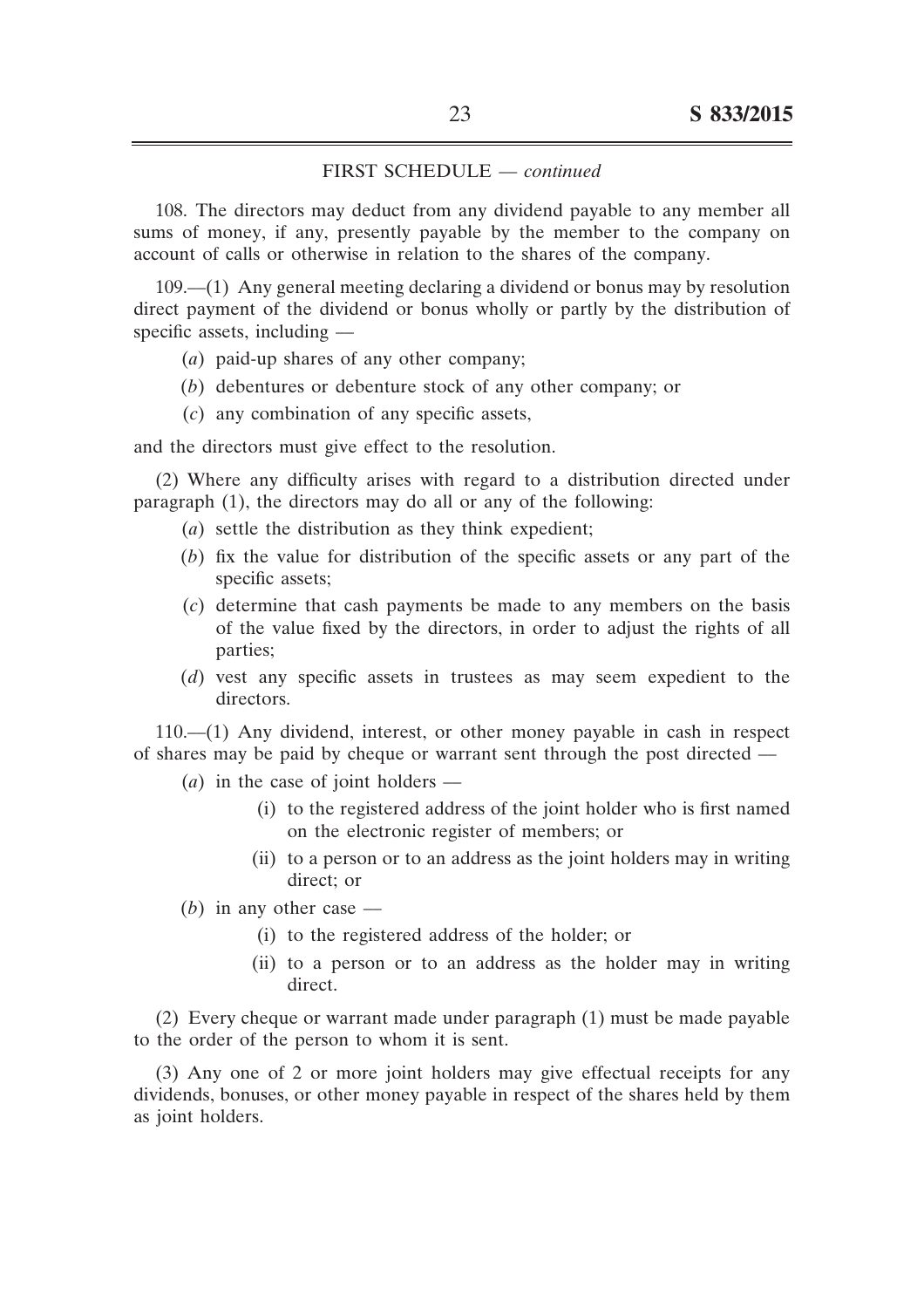FIRST SCHEDULE — *continued*

108. The directors may deduct from any dividend payable to any member all sums of money, if any, presently payable by the member to the company on account of calls or otherwise in relation to the shares of the company.

109.—(1) Any general meeting declaring a dividend or bonus may by resolution direct payment of the dividend or bonus wholly or partly by the distribution of specific assets, including —

(*a*) paid-up shares of any other company;

(*b*) debentures or debenture stock of any other company; or

(*c*) any combination of any specific assets,

and the directors must give effect to the resolution.

(2) Where any difficulty arises with regard to a distribution directed under paragraph (1), the directors may do all or any of the following:

(*a*) settle the distribution as they think expedient;

(*b*) fix the value for distribution of the specific assets or any part of the specific assets;

(*c*) determine that cash payments be made to any members on the basis of the value fixed by the directors, in order to adjust the rights of all parties;

(*d*) vest any specific assets in trustees as may seem expedient to the directors.

110.—(1) Any dividend, interest, or other money payable in cash in respect of shares may be paid by cheque or warrant sent through the post directed —

(*a*) in the case of joint holders —

(i) to the registered address of the joint holder who is first named on the electronic register of members; or

(ii) to a person or to an address as the joint holders may in writing direct; or

(*b*) in any other case —

(i) to the registered address of the holder; or

(ii) to a person or to an address as the holder may in writing direct.

(2) Every cheque or warrant made under paragraph (1) must be made payable to the order of the person to whom it is sent.

(3) Any one of 2 or more joint holders may give effectual receipts for any dividends, bonuses, or other money payable in respect of the shares held by them as joint holders.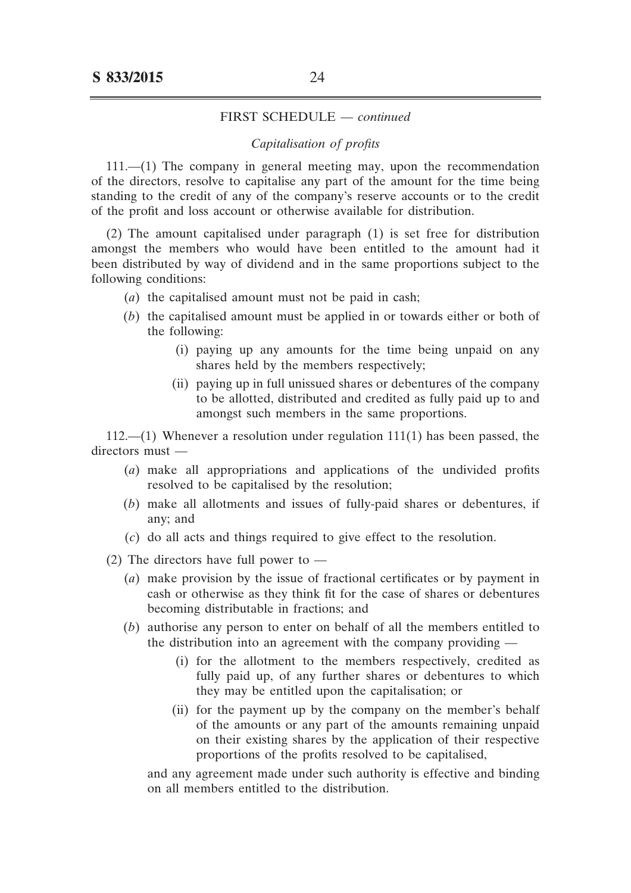FIRST SCHEDULE — *continued*

*Capitalisation of profits*

111.—(1) The company in general meeting may, upon the recommendation of the directors, resolve to capitalise any part of the amount for the time being standing to the credit of any of the company's reserve accounts or to the credit of the profit and loss account or otherwise available for distribution.

(2) The amount capitalised under paragraph (1) is set free for distribution amongst the members who would have been entitled to the amount had it been distributed by way of dividend and in the same proportions subject to the following conditions:

- (*a*) the capitalised amount must not be paid in cash;
- (*b*) the capitalised amount must be applied in or towards either or both of the following:
  - (i) paying up any amounts for the time being unpaid on any shares held by the members respectively;
  - (ii) paying up in full unissued shares or debentures of the company to be allotted, distributed and credited as fully paid up to and amongst such members in the same proportions.

112.—(1) Whenever a resolution under regulation 111(1) has been passed, the directors must —

- (*a*) make all appropriations and applications of the undivided profits resolved to be capitalised by the resolution;
- (*b*) make all allotments and issues of fully-paid shares or debentures, if any; and
- (*c*) do all acts and things required to give effect to the resolution.

(2) The directors have full power to —

- (*a*) make provision by the issue of fractional certificates or by payment in cash or otherwise as they think fit for the case of shares or debentures becoming distributable in fractions; and
- (*b*) authorise any person to enter on behalf of all the members entitled to the distribution into an agreement with the company providing —
  - (i) for the allotment to the members respectively, credited as fully paid up, of any further shares or debentures to which they may be entitled upon the capitalisation; or
  - (ii) for the payment up by the company on the member's behalf of the amounts or any part of the amounts remaining unpaid on their existing shares by the application of their respective proportions of the profits resolved to be capitalised,

  and any agreement made under such authority is effective and binding on all members entitled to the distribution.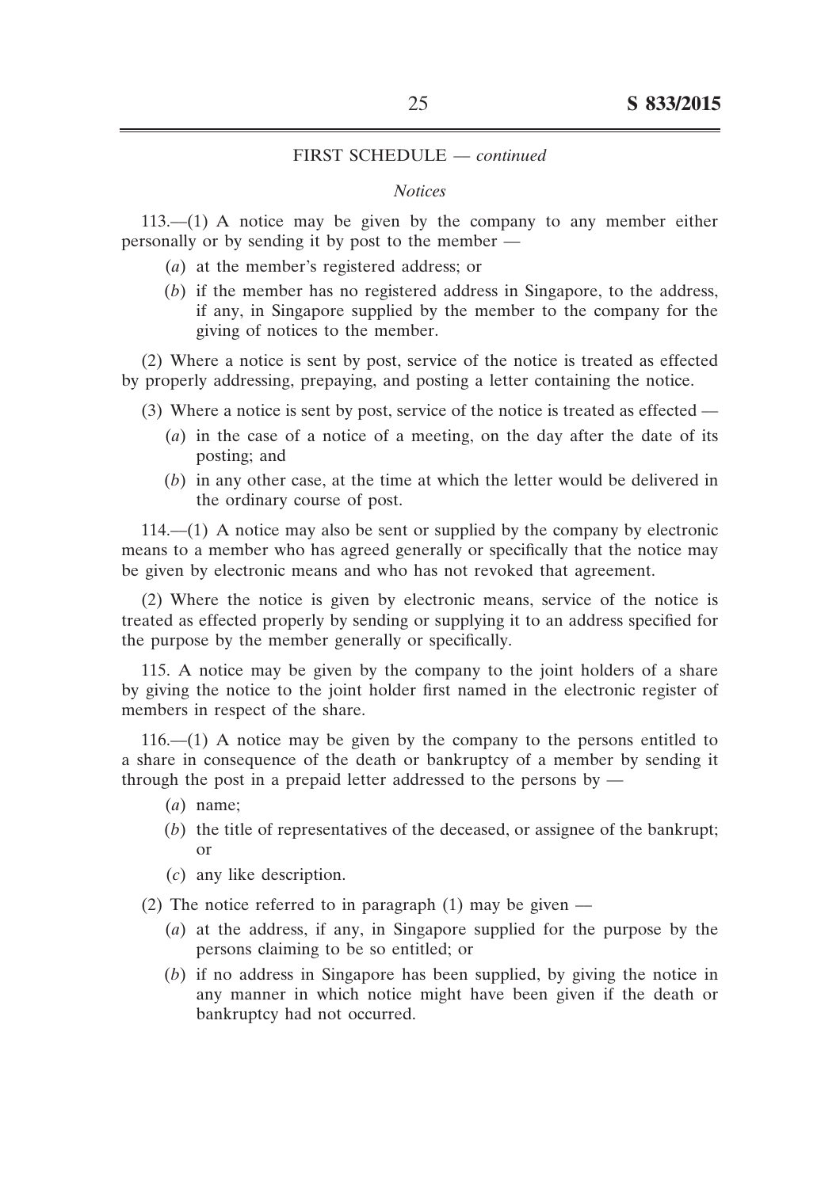FIRST SCHEDULE — *continued*

*Notices*

113.—(1) A notice may be given by the company to any member either personally or by sending it by post to the member —

- (*a*) at the member's registered address; or
- (*b*) if the member has no registered address in Singapore, to the address, if any, in Singapore supplied by the member to the company for the giving of notices to the member.

(2) Where a notice is sent by post, service of the notice is treated as effected by properly addressing, prepaying, and posting a letter containing the notice.

(3) Where a notice is sent by post, service of the notice is treated as effected —

- (*a*) in the case of a notice of a meeting, on the day after the date of its posting; and
- (*b*) in any other case, at the time at which the letter would be delivered in the ordinary course of post.

114.—(1) A notice may also be sent or supplied by the company by electronic means to a member who has agreed generally or specifically that the notice may be given by electronic means and who has not revoked that agreement.

(2) Where the notice is given by electronic means, service of the notice is treated as effected properly by sending or supplying it to an address specified for the purpose by the member generally or specifically.

115. A notice may be given by the company to the joint holders of a share by giving the notice to the joint holder first named in the electronic register of members in respect of the share.

116.—(1) A notice may be given by the company to the persons entitled to a share in consequence of the death or bankruptcy of a member by sending it through the post in a prepaid letter addressed to the persons by —

- (*a*) name;
- (*b*) the title of representatives of the deceased, or assignee of the bankrupt; or
- (*c*) any like description.

(2) The notice referred to in paragraph (1) may be given —

- (*a*) at the address, if any, in Singapore supplied for the purpose by the persons claiming to be so entitled; or
- (*b*) if no address in Singapore has been supplied, by giving the notice in any manner in which notice might have been given if the death or bankruptcy had not occurred.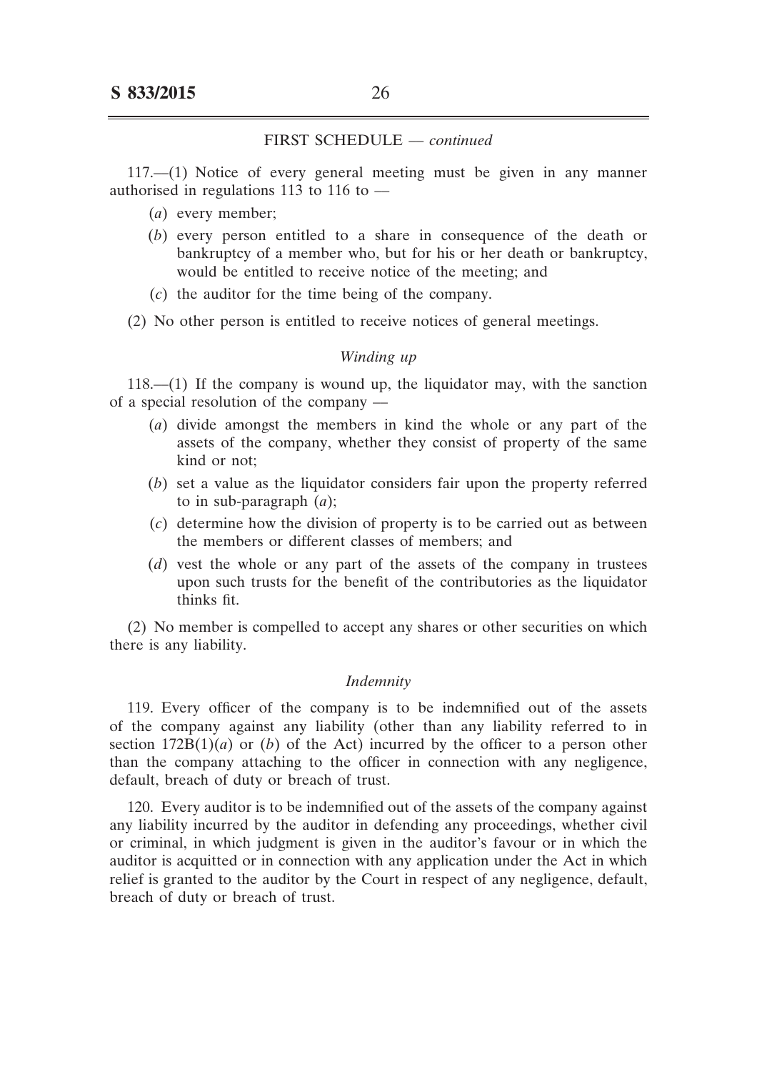FIRST SCHEDULE — *continued*

117.—(1) Notice of every general meeting must be given in any manner authorised in regulations 113 to 116 to —

(*a*) every member;

(*b*) every person entitled to a share in consequence of the death or bankruptcy of a member who, but for his or her death or bankruptcy, would be entitled to receive notice of the meeting; and

(*c*) the auditor for the time being of the company.

(2) No other person is entitled to receive notices of general meetings.

*Winding up*

118.—(1) If the company is wound up, the liquidator may, with the sanction of a special resolution of the company —

(*a*) divide amongst the members in kind the whole or any part of the assets of the company, whether they consist of property of the same kind or not;

(*b*) set a value as the liquidator considers fair upon the property referred to in sub-paragraph (*a*);

(*c*) determine how the division of property is to be carried out as between the members or different classes of members; and

(*d*) vest the whole or any part of the assets of the company in trustees upon such trusts for the benefit of the contributories as the liquidator thinks fit.

(2) No member is compelled to accept any shares or other securities on which there is any liability.

*Indemnity*

119. Every officer of the company is to be indemnified out of the assets of the company against any liability (other than any liability referred to in section 172B(1)(*a*) or (*b*) of the Act) incurred by the officer to a person other than the company attaching to the officer in connection with any negligence, default, breach of duty or breach of trust.

120. Every auditor is to be indemnified out of the assets of the company against any liability incurred by the auditor in defending any proceedings, whether civil or criminal, in which judgment is given in the auditor's favour or in which the auditor is acquitted or in connection with any application under the Act in which relief is granted to the auditor by the Court in respect of any negligence, default, breach of duty or breach of trust.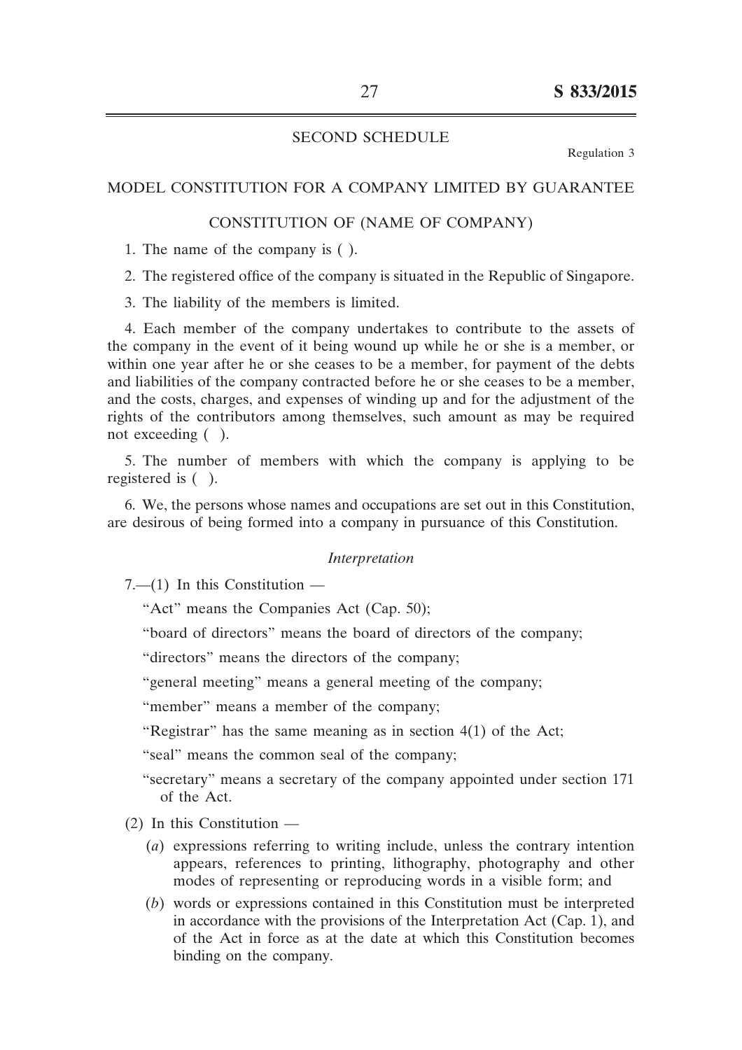## SECOND SCHEDULE

Regulation 3

## MODEL CONSTITUTION FOR A COMPANY LIMITED BY GUARANTEE

### CONSTITUTION OF (NAME OF COMPANY)

1. The name of the company is ( ).

2. The registered office of the company is situated in the Republic of Singapore.

3. The liability of the members is limited.

4. Each member of the company undertakes to contribute to the assets of the company in the event of it being wound up while he or she is a member, or within one year after he or she ceases to be a member, for payment of the debts and liabilities of the company contracted before he or she ceases to be a member, and the costs, charges, and expenses of winding up and for the adjustment of the rights of the contributors among themselves, such amount as may be required not exceeding ( ).

5. The number of members with which the company is applying to be registered is ( ).

6. We, the persons whose names and occupations are set out in this Constitution, are desirous of being formed into a company in pursuance of this Constitution.

*Interpretation*

7.—(1) In this Constitution —

"Act" means the Companies Act (Cap. 50);

"board of directors" means the board of directors of the company;

"directors" means the directors of the company;

"general meeting" means a general meeting of the company;

"member" means a member of the company;

"Registrar" has the same meaning as in section 4(1) of the Act;

"seal" means the common seal of the company;

"secretary" means a secretary of the company appointed under section 171 of the Act.

(2) In this Constitution —

(*a*) expressions referring to writing include, unless the contrary intention appears, references to printing, lithography, photography and other modes of representing or reproducing words in a visible form; and

(*b*) words or expressions contained in this Constitution must be interpreted in accordance with the provisions of the Interpretation Act (Cap. 1), and of the Act in force as at the date at which this Constitution becomes binding on the company.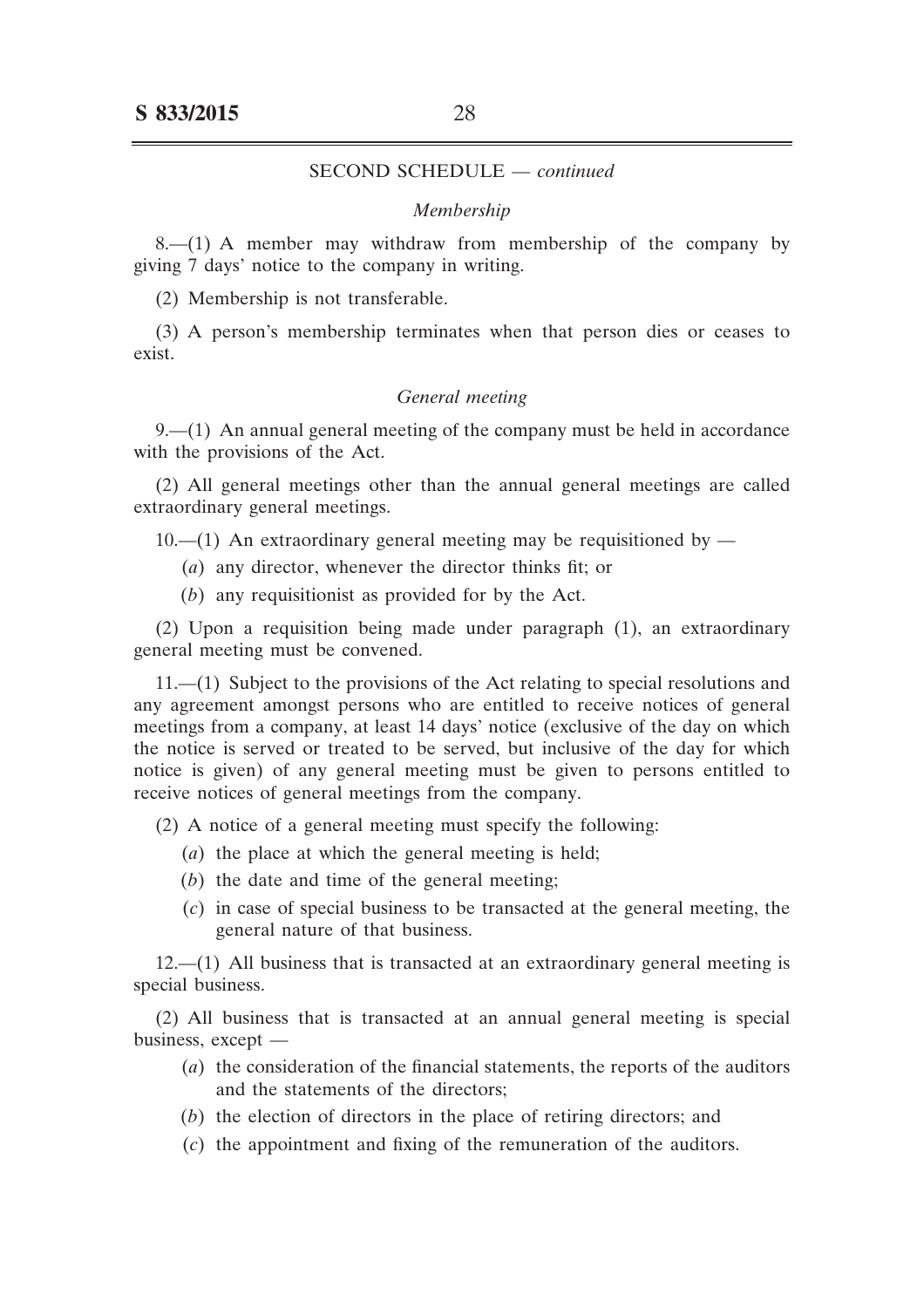SECOND SCHEDULE — *continued*

*Membership*

8.—(1) A member may withdraw from membership of the company by giving 7 days' notice to the company in writing.

(2) Membership is not transferable.

(3) A person's membership terminates when that person dies or ceases to exist.

*General meeting*

9.—(1) An annual general meeting of the company must be held in accordance with the provisions of the Act.

(2) All general meetings other than the annual general meetings are called extraordinary general meetings.

10.—(1) An extraordinary general meeting may be requisitioned by —

(*a*) any director, whenever the director thinks fit; or

(*b*) any requisitionist as provided for by the Act.

(2) Upon a requisition being made under paragraph (1), an extraordinary general meeting must be convened.

11.—(1) Subject to the provisions of the Act relating to special resolutions and any agreement amongst persons who are entitled to receive notices of general meetings from a company, at least 14 days' notice (exclusive of the day on which the notice is served or treated to be served, but inclusive of the day for which notice is given) of any general meeting must be given to persons entitled to receive notices of general meetings from the company.

(2) A notice of a general meeting must specify the following:

(*a*) the place at which the general meeting is held;

(*b*) the date and time of the general meeting;

(*c*) in case of special business to be transacted at the general meeting, the general nature of that business.

12.—(1) All business that is transacted at an extraordinary general meeting is special business.

(2) All business that is transacted at an annual general meeting is special business, except —

(*a*) the consideration of the financial statements, the reports of the auditors and the statements of the directors;

(*b*) the election of directors in the place of retiring directors; and

(*c*) the appointment and fixing of the remuneration of the auditors.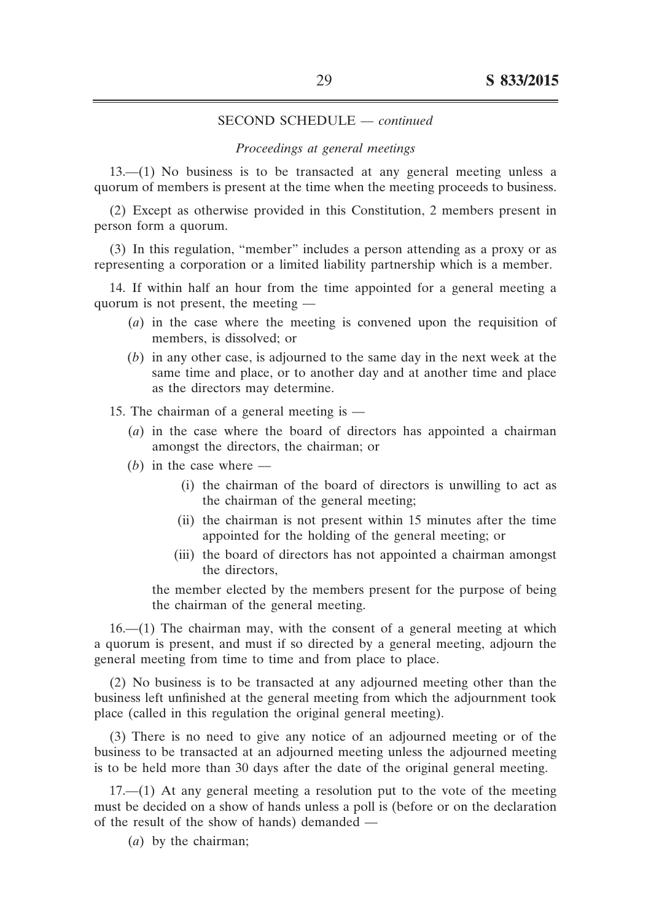SECOND SCHEDULE — *continued*

*Proceedings at general meetings*

13.—(1) No business is to be transacted at any general meeting unless a quorum of members is present at the time when the meeting proceeds to business.

(2) Except as otherwise provided in this Constitution, 2 members present in person form a quorum.

(3) In this regulation, "member" includes a person attending as a proxy or as representing a corporation or a limited liability partnership which is a member.

14. If within half an hour from the time appointed for a general meeting a quorum is not present, the meeting —

(*a*) in the case where the meeting is convened upon the requisition of members, is dissolved; or

(*b*) in any other case, is adjourned to the same day in the next week at the same time and place, or to another day and at another time and place as the directors may determine.

15. The chairman of a general meeting is —

(*a*) in the case where the board of directors has appointed a chairman amongst the directors, the chairman; or

(*b*) in the case where —

(i) the chairman of the board of directors is unwilling to act as the chairman of the general meeting;

(ii) the chairman is not present within 15 minutes after the time appointed for the holding of the general meeting; or

(iii) the board of directors has not appointed a chairman amongst the directors,

the member elected by the members present for the purpose of being the chairman of the general meeting.

16.—(1) The chairman may, with the consent of a general meeting at which a quorum is present, and must if so directed by a general meeting, adjourn the general meeting from time to time and from place to place.

(2) No business is to be transacted at any adjourned meeting other than the business left unfinished at the general meeting from which the adjournment took place (called in this regulation the original general meeting).

(3) There is no need to give any notice of an adjourned meeting or of the business to be transacted at an adjourned meeting unless the adjourned meeting is to be held more than 30 days after the date of the original general meeting.

17.—(1) At any general meeting a resolution put to the vote of the meeting must be decided on a show of hands unless a poll is (before or on the declaration of the result of the show of hands) demanded —

(*a*) by the chairman;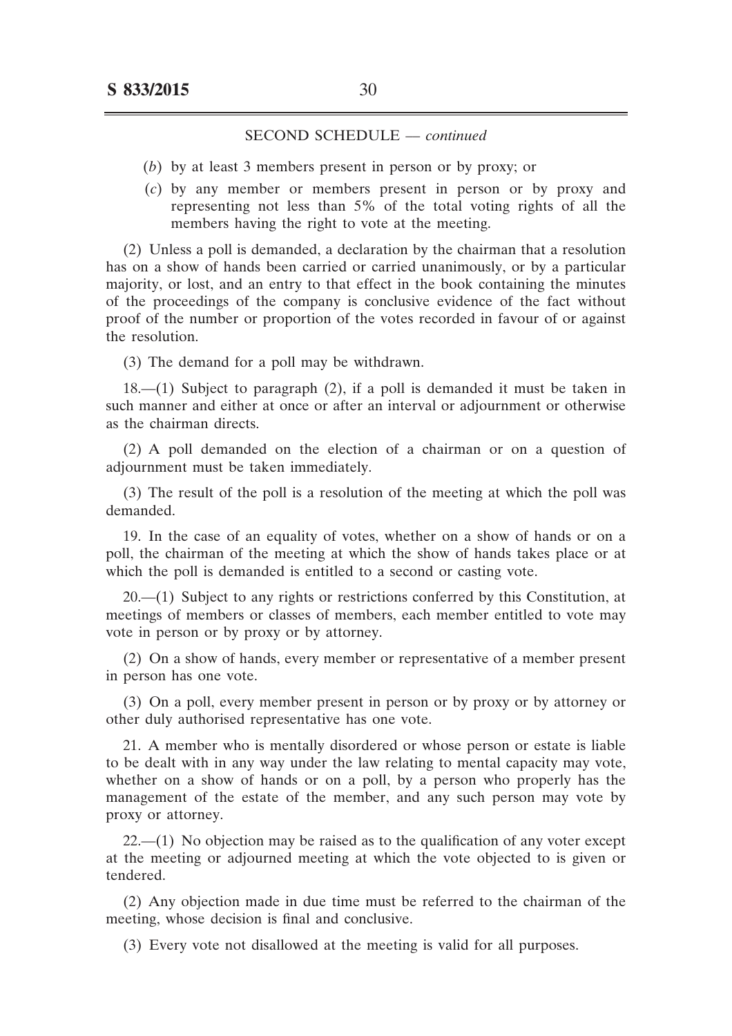SECOND SCHEDULE — *continued*

(*b*) by at least 3 members present in person or by proxy; or

(*c*) by any member or members present in person or by proxy and representing not less than 5% of the total voting rights of all the members having the right to vote at the meeting.

(2) Unless a poll is demanded, a declaration by the chairman that a resolution has on a show of hands been carried or carried unanimously, or by a particular majority, or lost, and an entry to that effect in the book containing the minutes of the proceedings of the company is conclusive evidence of the fact without proof of the number or proportion of the votes recorded in favour of or against the resolution.

(3) The demand for a poll may be withdrawn.

18.—(1) Subject to paragraph (2), if a poll is demanded it must be taken in such manner and either at once or after an interval or adjournment or otherwise as the chairman directs.

(2) A poll demanded on the election of a chairman or on a question of adjournment must be taken immediately.

(3) The result of the poll is a resolution of the meeting at which the poll was demanded.

19. In the case of an equality of votes, whether on a show of hands or on a poll, the chairman of the meeting at which the show of hands takes place or at which the poll is demanded is entitled to a second or casting vote.

20.—(1) Subject to any rights or restrictions conferred by this Constitution, at meetings of members or classes of members, each member entitled to vote may vote in person or by proxy or by attorney.

(2) On a show of hands, every member or representative of a member present in person has one vote.

(3) On a poll, every member present in person or by proxy or by attorney or other duly authorised representative has one vote.

21. A member who is mentally disordered or whose person or estate is liable to be dealt with in any way under the law relating to mental capacity may vote, whether on a show of hands or on a poll, by a person who properly has the management of the estate of the member, and any such person may vote by proxy or attorney.

22.—(1) No objection may be raised as to the qualification of any voter except at the meeting or adjourned meeting at which the vote objected to is given or tendered.

(2) Any objection made in due time must be referred to the chairman of the meeting, whose decision is final and conclusive.

(3) Every vote not disallowed at the meeting is valid for all purposes.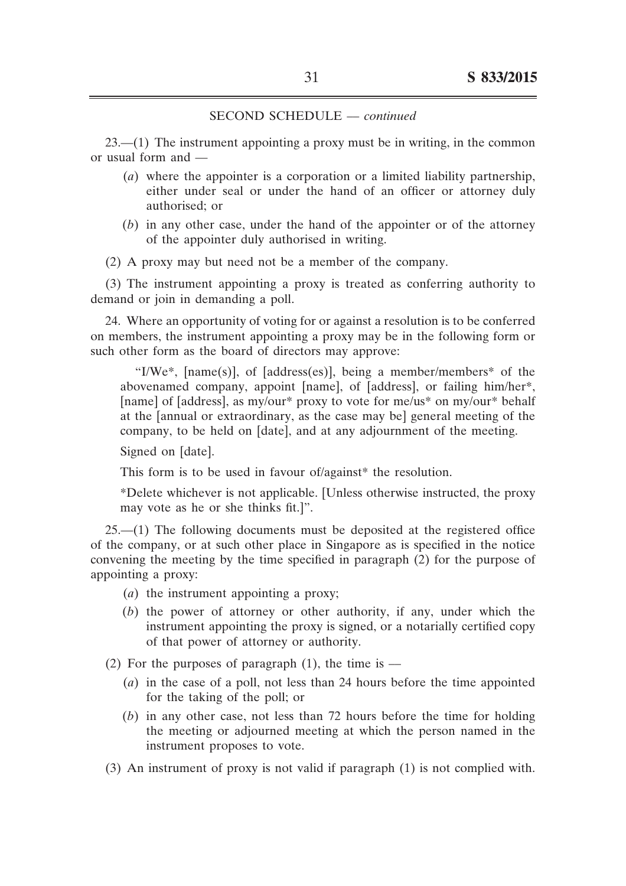SECOND SCHEDULE — *continued*

23.—(1) The instrument appointing a proxy must be in writing, in the common or usual form and —

(*a*) where the appointer is a corporation or a limited liability partnership, either under seal or under the hand of an officer or attorney duly authorised; or

(*b*) in any other case, under the hand of the appointer or of the attorney of the appointer duly authorised in writing.

(2) A proxy may but need not be a member of the company.

(3) The instrument appointing a proxy is treated as conferring authority to demand or join in demanding a poll.

24. Where an opportunity of voting for or against a resolution is to be conferred on members, the instrument appointing a proxy may be in the following form or such other form as the board of directors may approve:

> "I/We*, [name(s)], of [address(es)], being a member/members* of the abovenamed company, appoint [name], of [address], or failing him/her*, [name] of [address], as my/our* proxy to vote for me/us* on my/our* behalf at the [annual or extraordinary, as the case may be] general meeting of the company, to be held on [date], and at any adjournment of the meeting.
>
> Signed on [date].
>
> This form is to be used in favour of/against* the resolution.
>
> *Delete whichever is not applicable. [Unless otherwise instructed, the proxy may vote as he or she thinks fit.]".

25.—(1) The following documents must be deposited at the registered office of the company, or at such other place in Singapore as is specified in the notice convening the meeting by the time specified in paragraph (2) for the purpose of appointing a proxy:

(*a*) the instrument appointing a proxy;

(*b*) the power of attorney or other authority, if any, under which the instrument appointing the proxy is signed, or a notarially certified copy of that power of attorney or authority.

(2) For the purposes of paragraph (1), the time is —

(*a*) in the case of a poll, not less than 24 hours before the time appointed for the taking of the poll; or

(*b*) in any other case, not less than 72 hours before the time for holding the meeting or adjourned meeting at which the person named in the instrument proposes to vote.

(3) An instrument of proxy is not valid if paragraph (1) is not complied with.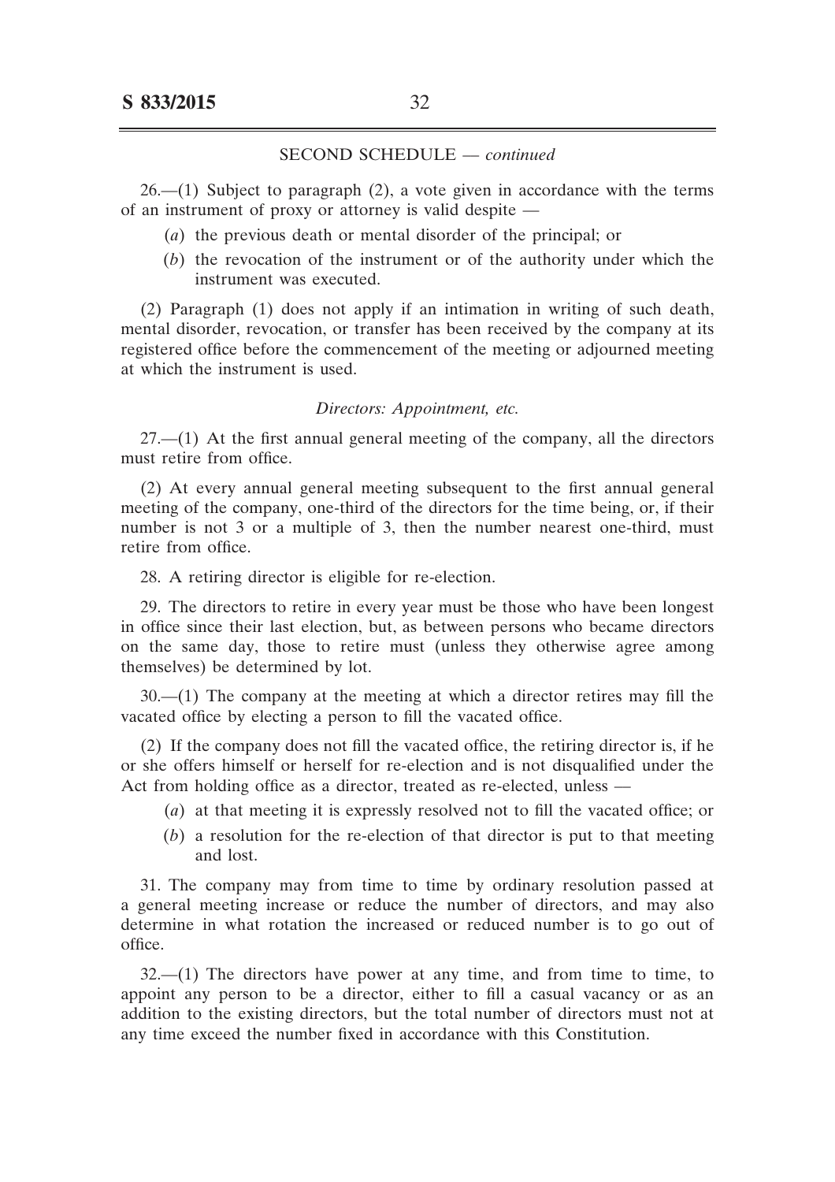SECOND SCHEDULE — *continued*

26.—(1) Subject to paragraph (2), a vote given in accordance with the terms of an instrument of proxy or attorney is valid despite —

- (*a*) the previous death or mental disorder of the principal; or
- (*b*) the revocation of the instrument or of the authority under which the instrument was executed.

(2) Paragraph (1) does not apply if an intimation in writing of such death, mental disorder, revocation, or transfer has been received by the company at its registered office before the commencement of the meeting or adjourned meeting at which the instrument is used.

*Directors: Appointment, etc.*

27.—(1) At the first annual general meeting of the company, all the directors must retire from office.

(2) At every annual general meeting subsequent to the first annual general meeting of the company, one-third of the directors for the time being, or, if their number is not 3 or a multiple of 3, then the number nearest one-third, must retire from office.

28. A retiring director is eligible for re-election.

29. The directors to retire in every year must be those who have been longest in office since their last election, but, as between persons who became directors on the same day, those to retire must (unless they otherwise agree among themselves) be determined by lot.

30.—(1) The company at the meeting at which a director retires may fill the vacated office by electing a person to fill the vacated office.

(2) If the company does not fill the vacated office, the retiring director is, if he or she offers himself or herself for re-election and is not disqualified under the Act from holding office as a director, treated as re-elected, unless —

- (*a*) at that meeting it is expressly resolved not to fill the vacated office; or
- (*b*) a resolution for the re-election of that director is put to that meeting and lost.

31. The company may from time to time by ordinary resolution passed at a general meeting increase or reduce the number of directors, and may also determine in what rotation the increased or reduced number is to go out of office.

32.—(1) The directors have power at any time, and from time to time, to appoint any person to be a director, either to fill a casual vacancy or as an addition to the existing directors, but the total number of directors must not at any time exceed the number fixed in accordance with this Constitution.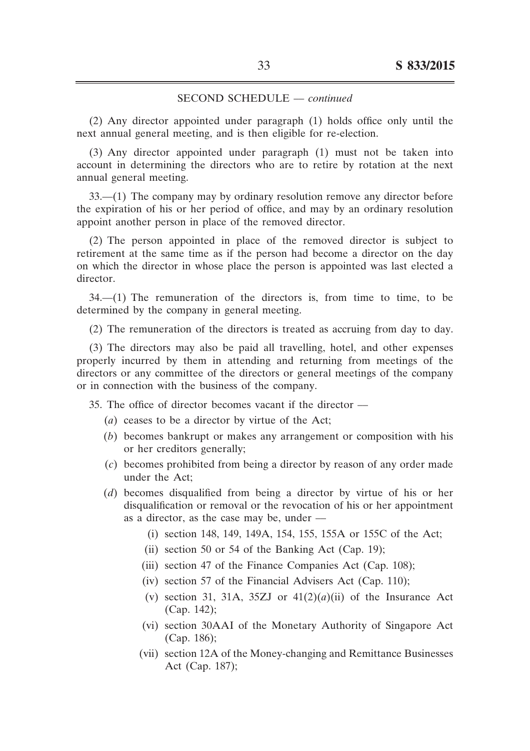SECOND SCHEDULE — *continued*

(2) Any director appointed under paragraph (1) holds office only until the next annual general meeting, and is then eligible for re-election.

(3) Any director appointed under paragraph (1) must not be taken into account in determining the directors who are to retire by rotation at the next annual general meeting.

33.—(1) The company may by ordinary resolution remove any director before the expiration of his or her period of office, and may by an ordinary resolution appoint another person in place of the removed director.

(2) The person appointed in place of the removed director is subject to retirement at the same time as if the person had become a director on the day on which the director in whose place the person is appointed was last elected a director.

34.—(1) The remuneration of the directors is, from time to time, to be determined by the company in general meeting.

(2) The remuneration of the directors is treated as accruing from day to day.

(3) The directors may also be paid all travelling, hotel, and other expenses properly incurred by them in attending and returning from meetings of the directors or any committee of the directors or general meetings of the company or in connection with the business of the company.

35. The office of director becomes vacant if the director —

(*a*) ceases to be a director by virtue of the Act;

(*b*) becomes bankrupt or makes any arrangement or composition with his or her creditors generally;

(*c*) becomes prohibited from being a director by reason of any order made under the Act;

(*d*) becomes disqualified from being a director by virtue of his or her disqualification or removal or the revocation of his or her appointment as a director, as the case may be, under —

(i) section 148, 149, 149A, 154, 155, 155A or 155C of the Act;

(ii) section 50 or 54 of the Banking Act (Cap. 19);

(iii) section 47 of the Finance Companies Act (Cap. 108);

(iv) section 57 of the Financial Advisers Act (Cap. 110);

(v) section 31, 31A, 35ZJ or 41(2)(*a*)(ii) of the Insurance Act (Cap. 142);

(vi) section 30AAI of the Monetary Authority of Singapore Act (Cap. 186);

(vii) section 12A of the Money-changing and Remittance Businesses Act (Cap. 187);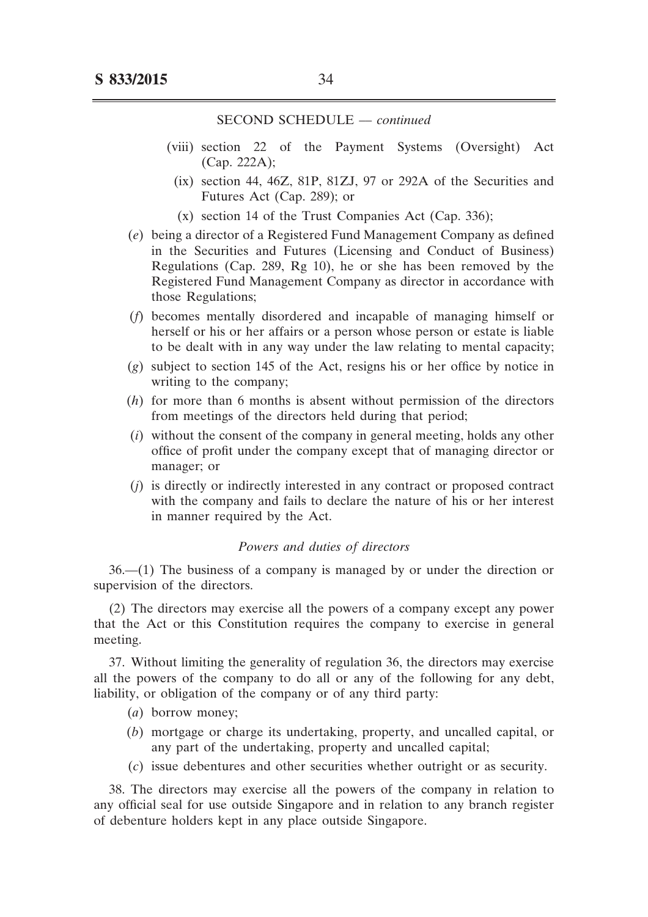SECOND SCHEDULE — *continued*

- (viii) section 22 of the Payment Systems (Oversight) Act (Cap. 222A);
- (ix) section 44, 46Z, 81P, 81ZJ, 97 or 292A of the Securities and Futures Act (Cap. 289); or
- (x) section 14 of the Trust Companies Act (Cap. 336);

(*e*) being a director of a Registered Fund Management Company as defined in the Securities and Futures (Licensing and Conduct of Business) Regulations (Cap. 289, Rg 10), he or she has been removed by the Registered Fund Management Company as director in accordance with those Regulations;

(*f*) becomes mentally disordered and incapable of managing himself or herself or his or her affairs or a person whose person or estate is liable to be dealt with in any way under the law relating to mental capacity;

(*g*) subject to section 145 of the Act, resigns his or her office by notice in writing to the company;

(*h*) for more than 6 months is absent without permission of the directors from meetings of the directors held during that period;

(*i*) without the consent of the company in general meeting, holds any other office of profit under the company except that of managing director or manager; or

(*j*) is directly or indirectly interested in any contract or proposed contract with the company and fails to declare the nature of his or her interest in manner required by the Act.

*Powers and duties of directors*

36.—(1) The business of a company is managed by or under the direction or supervision of the directors.

(2) The directors may exercise all the powers of a company except any power that the Act or this Constitution requires the company to exercise in general meeting.

37. Without limiting the generality of regulation 36, the directors may exercise all the powers of the company to do all or any of the following for any debt, liability, or obligation of the company or of any third party:

(*a*) borrow money;

(*b*) mortgage or charge its undertaking, property, and uncalled capital, or any part of the undertaking, property and uncalled capital;

(*c*) issue debentures and other securities whether outright or as security.

38. The directors may exercise all the powers of the company in relation to any official seal for use outside Singapore and in relation to any branch register of debenture holders kept in any place outside Singapore.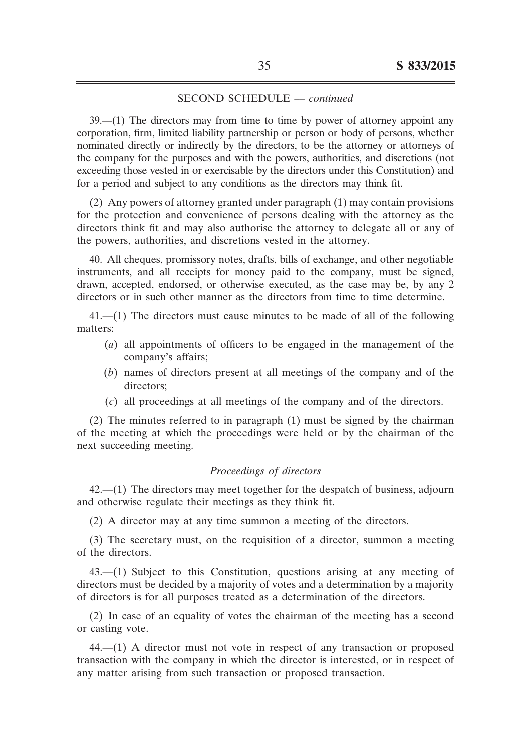SECOND SCHEDULE — *continued*

39.—(1) The directors may from time to time by power of attorney appoint any corporation, firm, limited liability partnership or person or body of persons, whether nominated directly or indirectly by the directors, to be the attorney or attorneys of the company for the purposes and with the powers, authorities, and discretions (not exceeding those vested in or exercisable by the directors under this Constitution) and for a period and subject to any conditions as the directors may think fit.

(2) Any powers of attorney granted under paragraph (1) may contain provisions for the protection and convenience of persons dealing with the attorney as the directors think fit and may also authorise the attorney to delegate all or any of the powers, authorities, and discretions vested in the attorney.

40. All cheques, promissory notes, drafts, bills of exchange, and other negotiable instruments, and all receipts for money paid to the company, must be signed, drawn, accepted, endorsed, or otherwise executed, as the case may be, by any 2 directors or in such other manner as the directors from time to time determine.

41.—(1) The directors must cause minutes to be made of all of the following matters:

(*a*) all appointments of officers to be engaged in the management of the company's affairs;

(*b*) names of directors present at all meetings of the company and of the directors;

(*c*) all proceedings at all meetings of the company and of the directors.

(2) The minutes referred to in paragraph (1) must be signed by the chairman of the meeting at which the proceedings were held or by the chairman of the next succeeding meeting.

### *Proceedings of directors*

42.—(1) The directors may meet together for the despatch of business, adjourn and otherwise regulate their meetings as they think fit.

(2) A director may at any time summon a meeting of the directors.

(3) The secretary must, on the requisition of a director, summon a meeting of the directors.

43.—(1) Subject to this Constitution, questions arising at any meeting of directors must be decided by a majority of votes and a determination by a majority of directors is for all purposes treated as a determination of the directors.

(2) In case of an equality of votes the chairman of the meeting has a second or casting vote.

44.—(1) A director must not vote in respect of any transaction or proposed transaction with the company in which the director is interested, or in respect of any matter arising from such transaction or proposed transaction.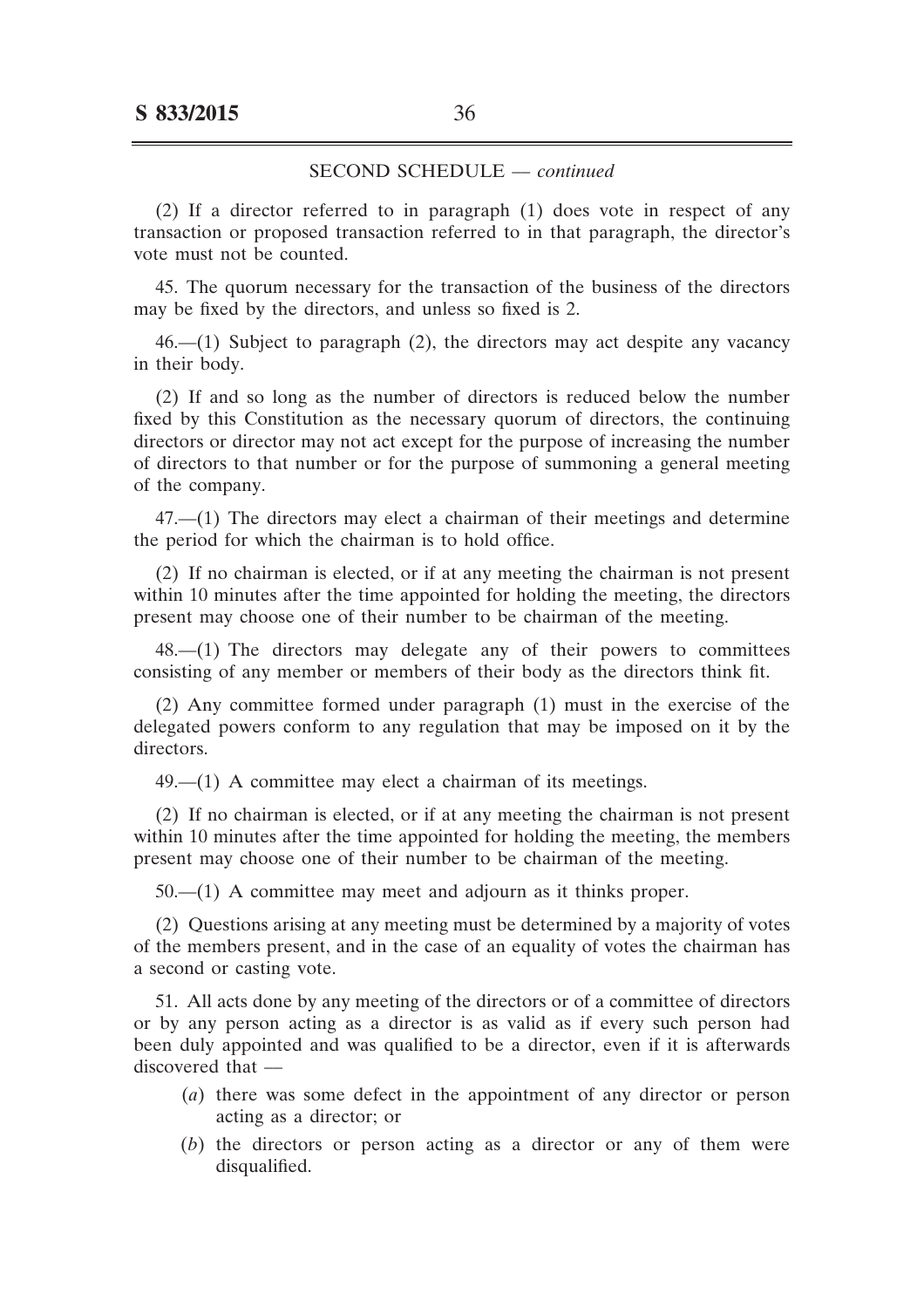SECOND SCHEDULE — *continued*

(2) If a director referred to in paragraph (1) does vote in respect of any transaction or proposed transaction referred to in that paragraph, the director's vote must not be counted.

45. The quorum necessary for the transaction of the business of the directors may be fixed by the directors, and unless so fixed is 2.

46.—(1) Subject to paragraph (2), the directors may act despite any vacancy in their body.

(2) If and so long as the number of directors is reduced below the number fixed by this Constitution as the necessary quorum of directors, the continuing directors or director may not act except for the purpose of increasing the number of directors to that number or for the purpose of summoning a general meeting of the company.

47.—(1) The directors may elect a chairman of their meetings and determine the period for which the chairman is to hold office.

(2) If no chairman is elected, or if at any meeting the chairman is not present within 10 minutes after the time appointed for holding the meeting, the directors present may choose one of their number to be chairman of the meeting.

48.—(1) The directors may delegate any of their powers to committees consisting of any member or members of their body as the directors think fit.

(2) Any committee formed under paragraph (1) must in the exercise of the delegated powers conform to any regulation that may be imposed on it by the directors.

49.—(1) A committee may elect a chairman of its meetings.

(2) If no chairman is elected, or if at any meeting the chairman is not present within 10 minutes after the time appointed for holding the meeting, the members present may choose one of their number to be chairman of the meeting.

50.—(1) A committee may meet and adjourn as it thinks proper.

(2) Questions arising at any meeting must be determined by a majority of votes of the members present, and in the case of an equality of votes the chairman has a second or casting vote.

51. All acts done by any meeting of the directors or of a committee of directors or by any person acting as a director is as valid as if every such person had been duly appointed and was qualified to be a director, even if it is afterwards discovered that —

(*a*) there was some defect in the appointment of any director or person acting as a director; or

(*b*) the directors or person acting as a director or any of them were disqualified.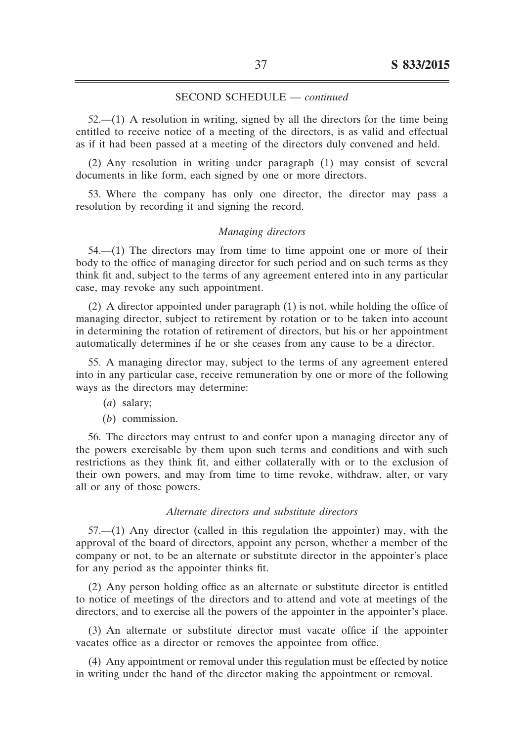SECOND SCHEDULE — *continued*

52.—(1) A resolution in writing, signed by all the directors for the time being entitled to receive notice of a meeting of the directors, is as valid and effectual as if it had been passed at a meeting of the directors duly convened and held.

(2) Any resolution in writing under paragraph (1) may consist of several documents in like form, each signed by one or more directors.

53. Where the company has only one director, the director may pass a resolution by recording it and signing the record.

*Managing directors*

54.—(1) The directors may from time to time appoint one or more of their body to the office of managing director for such period and on such terms as they think fit and, subject to the terms of any agreement entered into in any particular case, may revoke any such appointment.

(2) A director appointed under paragraph (1) is not, while holding the office of managing director, subject to retirement by rotation or to be taken into account in determining the rotation of retirement of directors, but his or her appointment automatically determines if he or she ceases from any cause to be a director.

55. A managing director may, subject to the terms of any agreement entered into in any particular case, receive remuneration by one or more of the following ways as the directors may determine:

(*a*) salary;

(*b*) commission.

56. The directors may entrust to and confer upon a managing director any of the powers exercisable by them upon such terms and conditions and with such restrictions as they think fit, and either collaterally with or to the exclusion of their own powers, and may from time to time revoke, withdraw, alter, or vary all or any of those powers.

*Alternate directors and substitute directors*

57.—(1) Any director (called in this regulation the appointer) may, with the approval of the board of directors, appoint any person, whether a member of the company or not, to be an alternate or substitute director in the appointer's place for any period as the appointer thinks fit.

(2) Any person holding office as an alternate or substitute director is entitled to notice of meetings of the directors and to attend and vote at meetings of the directors, and to exercise all the powers of the appointer in the appointer's place.

(3) An alternate or substitute director must vacate office if the appointer vacates office as a director or removes the appointee from office.

(4) Any appointment or removal under this regulation must be effected by notice in writing under the hand of the director making the appointment or removal.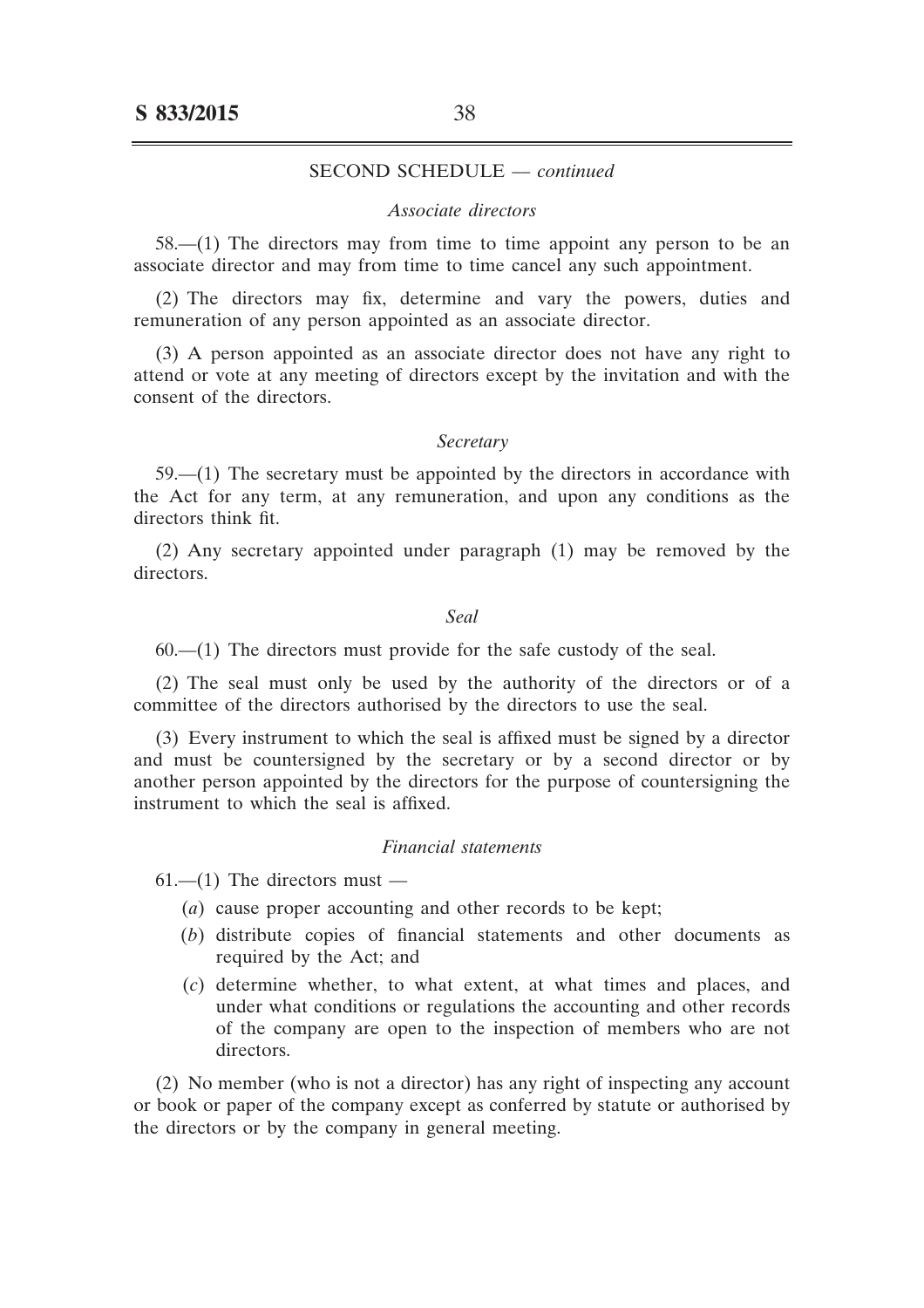SECOND SCHEDULE — *continued*

*Associate directors*

58.—(1) The directors may from time to time appoint any person to be an associate director and may from time to time cancel any such appointment.

(2) The directors may fix, determine and vary the powers, duties and remuneration of any person appointed as an associate director.

(3) A person appointed as an associate director does not have any right to attend or vote at any meeting of directors except by the invitation and with the consent of the directors.

*Secretary*

59.—(1) The secretary must be appointed by the directors in accordance with the Act for any term, at any remuneration, and upon any conditions as the directors think fit.

(2) Any secretary appointed under paragraph (1) may be removed by the directors.

*Seal*

60.—(1) The directors must provide for the safe custody of the seal.

(2) The seal must only be used by the authority of the directors or of a committee of the directors authorised by the directors to use the seal.

(3) Every instrument to which the seal is affixed must be signed by a director and must be countersigned by the secretary or by a second director or by another person appointed by the directors for the purpose of countersigning the instrument to which the seal is affixed.

*Financial statements*

61.—(1) The directors must —

(*a*) cause proper accounting and other records to be kept;

(*b*) distribute copies of financial statements and other documents as required by the Act; and

(*c*) determine whether, to what extent, at what times and places, and under what conditions or regulations the accounting and other records of the company are open to the inspection of members who are not directors.

(2) No member (who is not a director) has any right of inspecting any account or book or paper of the company except as conferred by statute or authorised by the directors or by the company in general meeting.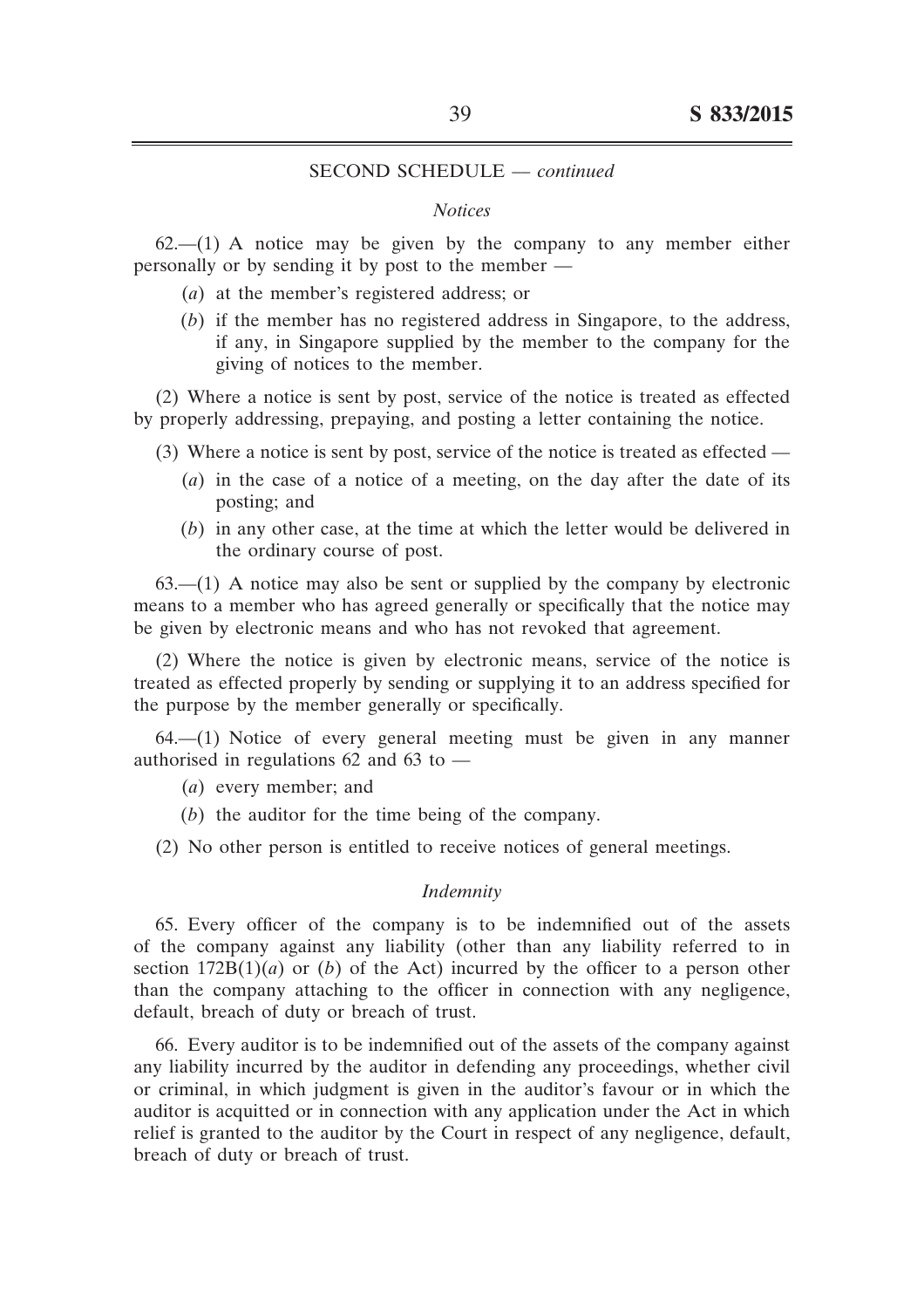SECOND SCHEDULE — *continued*

*Notices*

62.—(1) A notice may be given by the company to any member either personally or by sending it by post to the member —

- (*a*) at the member's registered address; or
- (*b*) if the member has no registered address in Singapore, to the address, if any, in Singapore supplied by the member to the company for the giving of notices to the member.

(2) Where a notice is sent by post, service of the notice is treated as effected by properly addressing, prepaying, and posting a letter containing the notice.

(3) Where a notice is sent by post, service of the notice is treated as effected —

- (*a*) in the case of a notice of a meeting, on the day after the date of its posting; and
- (*b*) in any other case, at the time at which the letter would be delivered in the ordinary course of post.

63.—(1) A notice may also be sent or supplied by the company by electronic means to a member who has agreed generally or specifically that the notice may be given by electronic means and who has not revoked that agreement.

(2) Where the notice is given by electronic means, service of the notice is treated as effected properly by sending or supplying it to an address specified for the purpose by the member generally or specifically.

64.—(1) Notice of every general meeting must be given in any manner authorised in regulations 62 and 63 to —

- (*a*) every member; and
- (*b*) the auditor for the time being of the company.

(2) No other person is entitled to receive notices of general meetings.

*Indemnity*

65. Every officer of the company is to be indemnified out of the assets of the company against any liability (other than any liability referred to in section 172B(1)(*a*) or (*b*) of the Act) incurred by the officer to a person other than the company attaching to the officer in connection with any negligence, default, breach of duty or breach of trust.

66. Every auditor is to be indemnified out of the assets of the company against any liability incurred by the auditor in defending any proceedings, whether civil or criminal, in which judgment is given in the auditor's favour or in which the auditor is acquitted or in connection with any application under the Act in which relief is granted to the auditor by the Court in respect of any negligence, default, breach of duty or breach of trust.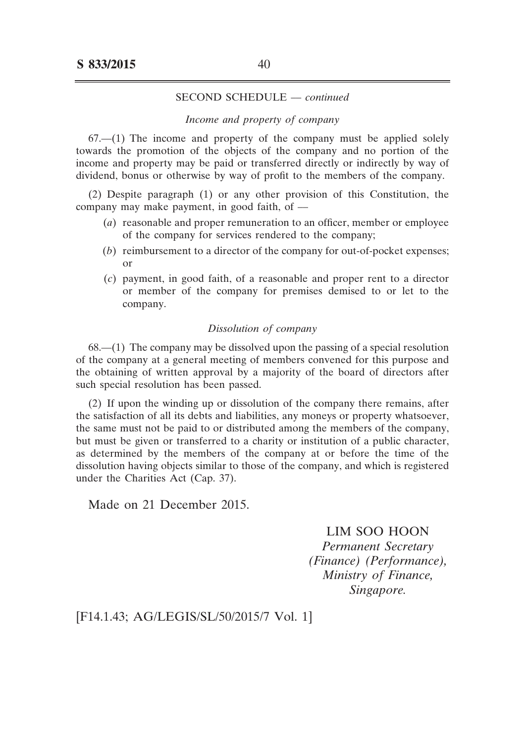SECOND SCHEDULE — *continued*

*Income and property of company*

67.—(1) The income and property of the company must be applied solely towards the promotion of the objects of the company and no portion of the income and property may be paid or transferred directly or indirectly by way of dividend, bonus or otherwise by way of profit to the members of the company.

(2) Despite paragraph (1) or any other provision of this Constitution, the company may make payment, in good faith, of —

- (*a*) reasonable and proper remuneration to an officer, member or employee of the company for services rendered to the company;
- (*b*) reimbursement to a director of the company for out-of-pocket expenses; or
- (*c*) payment, in good faith, of a reasonable and proper rent to a director or member of the company for premises demised to or let to the company.

*Dissolution of company*

68.—(1) The company may be dissolved upon the passing of a special resolution of the company at a general meeting of members convened for this purpose and the obtaining of written approval by a majority of the board of directors after such special resolution has been passed.

(2) If upon the winding up or dissolution of the company there remains, after the satisfaction of all its debts and liabilities, any moneys or property whatsoever, the same must not be paid to or distributed among the members of the company, but must be given or transferred to a charity or institution of a public character, as determined by the members of the company at or before the time of the dissolution having objects similar to those of the company, and which is registered under the Charities Act (Cap. 37).

Made on 21 December 2015.

LIM SOO HOON
*Permanent Secretary*
*(Finance) (Performance),*
*Ministry of Finance,*
*Singapore.*

[F14.1.43; AG/LEGIS/SL/50/2015/7 Vol. 1]